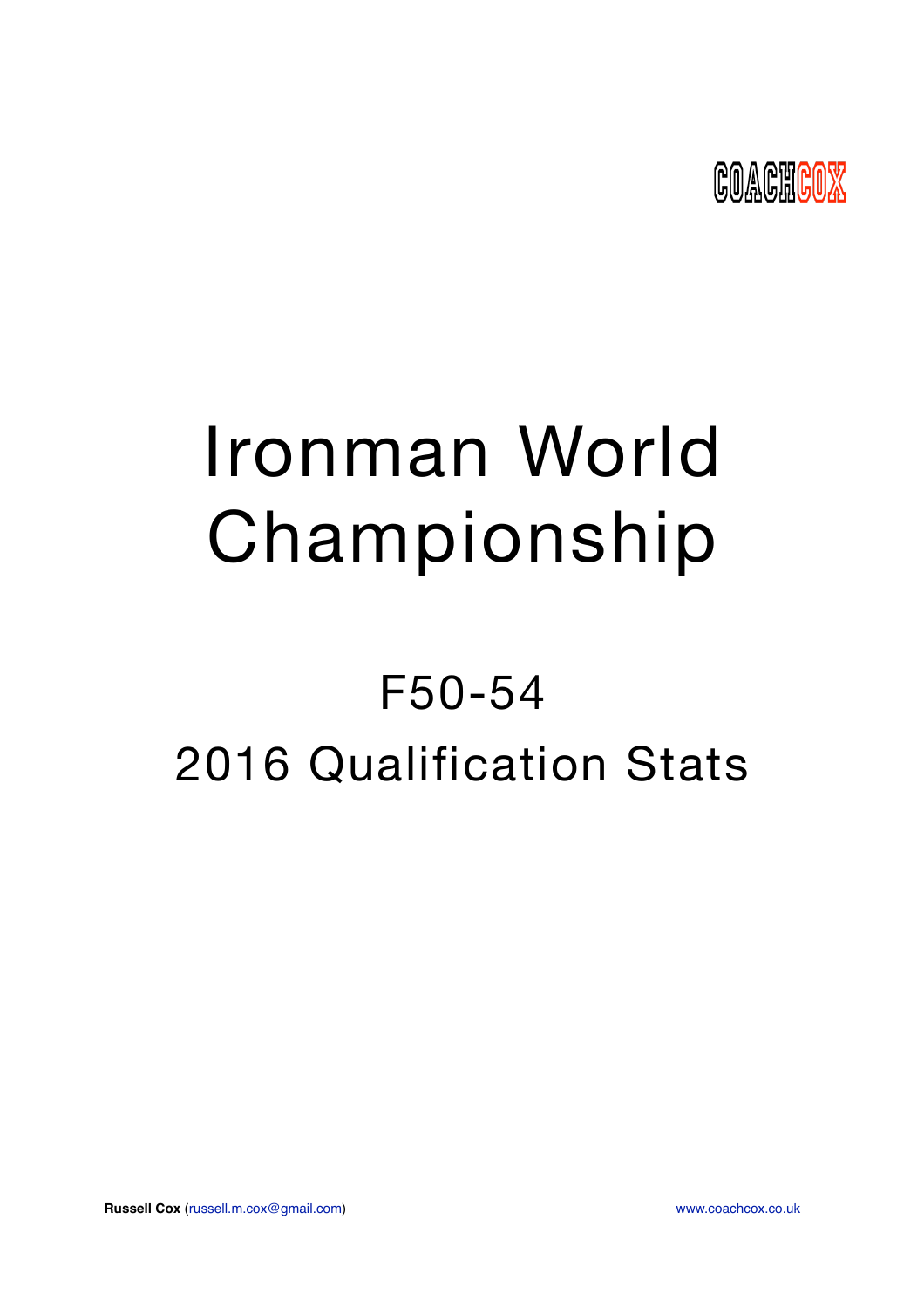COACHCOX

# Ironman World Championship

## F50-54

## 2016 Qualification Stats

**Russell Cox** (russell.m.cox@gmail.com)

www.coachcox.co.uk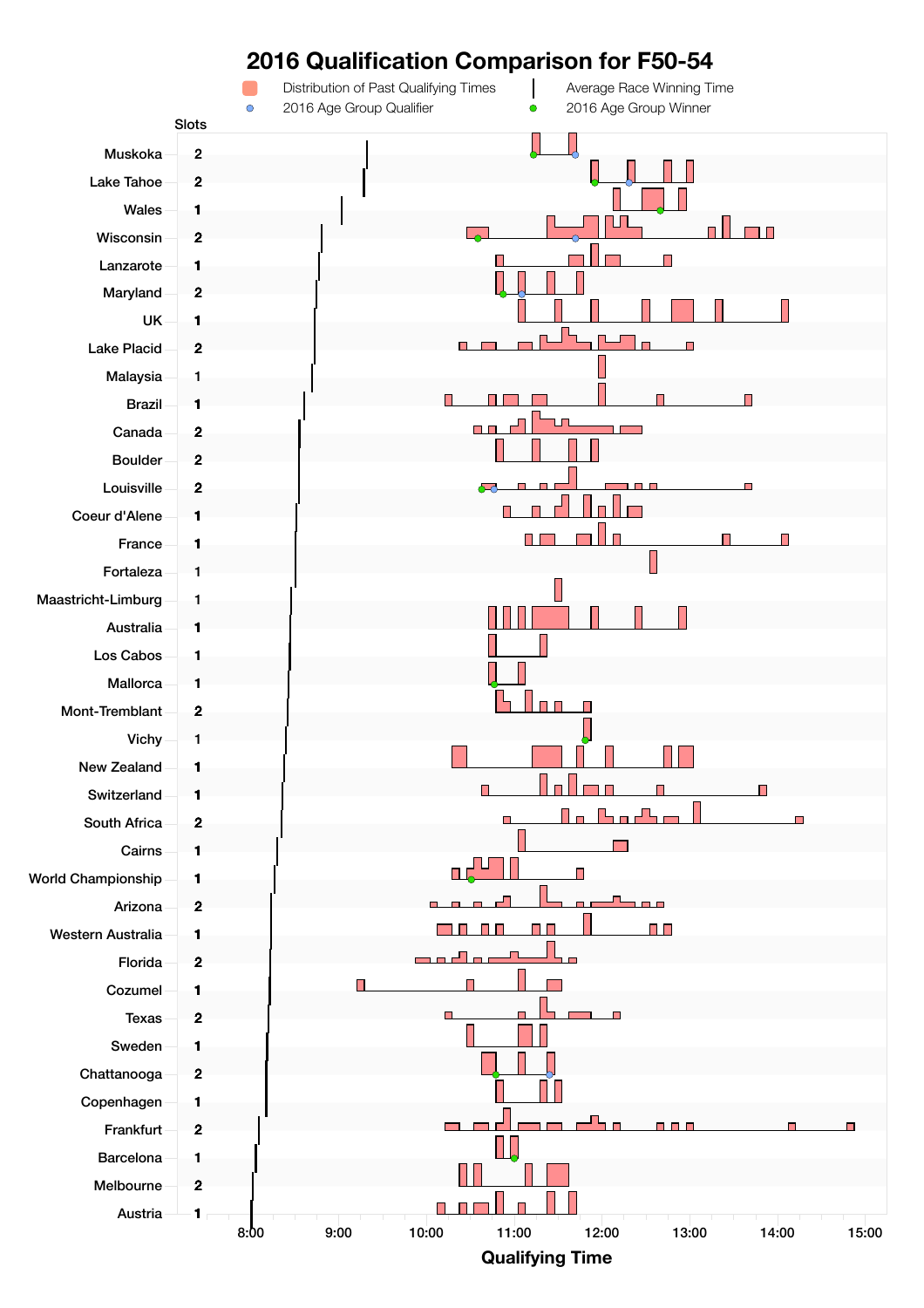# 2016 Qualification Comparison for F50-54

Distribution of Past Qualifying Times | Average Race Winning Time | 2016 Age Group Qualifier | 2016 Age Group Winner

| Race | Slots |
|---|---|
| Muskoka | 2 |
| Lake Tahoe | 2 |
| Wales | 1 |
| Wisconsin | 2 |
| Lanzarote | 1 |
| Maryland | 2 |
| UK | 1 |
| Lake Placid | 2 |
| Malaysia | 1 |
| Brazil | 1 |
| Canada | 2 |
| Boulder | 2 |
| Louisville | 2 |
| Coeur d'Alene | 1 |
| France | 1 |
| Fortaleza | 1 |
| Maastricht-Limburg | 1 |
| Australia | 1 |
| Los Cabos | 1 |
| Mallorca | 1 |
| Mont-Tremblant | 2 |
| Vichy | 1 |
| New Zealand | 1 |
| Switzerland | 1 |
| South Africa | 2 |
| Cairns | 1 |
| World Championship | 1 |
| Arizona | 2 |
| Western Australia | 1 |
| Florida | 2 |
| Cozumel | 1 |
| Texas | 2 |
| Sweden | 1 |
| Chattanooga | 2 |
| Copenhagen | 1 |
| Frankfurt | 2 |
| Barcelona | 1 |
| Melbourne | 2 |
| Austria | 1 |

Qualifying Time: 8:00, 9:00, 10:00, 11:00, 12:00, 13:00, 14:00, 15:00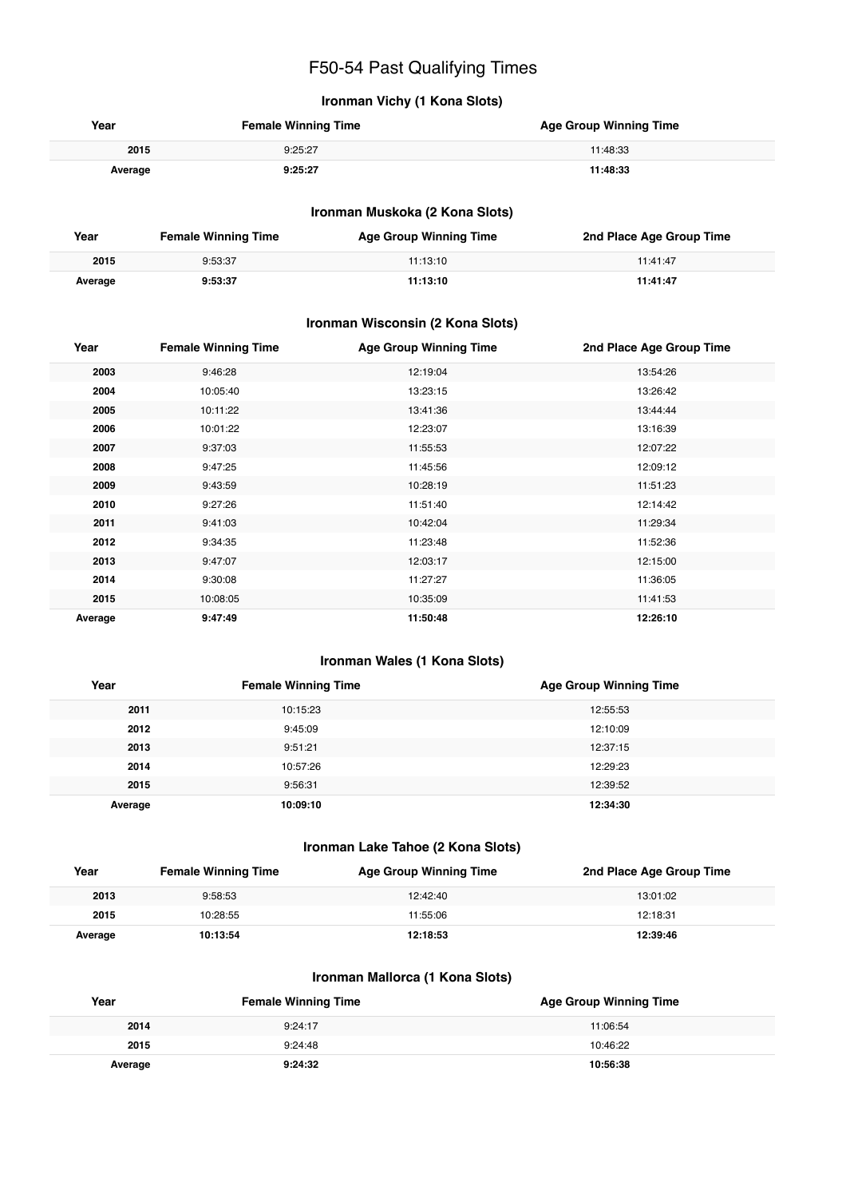# F50-54 Past Qualifying Times

## Ironman Vichy (1 Kona Slots)

| Year | Female Winning Time | Age Group Winning Time |
|---|---|---|
| 2015 | 9:25:27 | 11:48:33 |
| **Average** | **9:25:27** | **11:48:33** |

## Ironman Muskoka (2 Kona Slots)

| Year | Female Winning Time | Age Group Winning Time | 2nd Place Age Group Time |
|---|---|---|---|
| 2015 | 9:53:37 | 11:13:10 | 11:41:47 |
| **Average** | **9:53:37** | **11:13:10** | **11:41:47** |

## Ironman Wisconsin (2 Kona Slots)

| Year | Female Winning Time | Age Group Winning Time | 2nd Place Age Group Time |
|---|---|---|---|
| 2003 | 9:46:28 | 12:19:04 | 13:54:26 |
| 2004 | 10:05:40 | 13:23:15 | 13:26:42 |
| 2005 | 10:11:22 | 13:41:36 | 13:44:44 |
| 2006 | 10:01:22 | 12:23:07 | 13:16:39 |
| 2007 | 9:37:03 | 11:55:53 | 12:07:22 |
| 2008 | 9:47:25 | 11:45:56 | 12:09:12 |
| 2009 | 9:43:59 | 10:28:19 | 11:51:23 |
| 2010 | 9:27:26 | 11:51:40 | 12:14:42 |
| 2011 | 9:41:03 | 10:42:04 | 11:29:34 |
| 2012 | 9:34:35 | 11:23:48 | 11:52:36 |
| 2013 | 9:47:07 | 12:03:17 | 12:15:00 |
| 2014 | 9:30:08 | 11:27:27 | 11:36:05 |
| 2015 | 10:08:05 | 10:35:09 | 11:41:53 |
| **Average** | **9:47:49** | **11:50:48** | **12:26:10** |

## Ironman Wales (1 Kona Slots)

| Year | Female Winning Time | Age Group Winning Time |
|---|---|---|
| 2011 | 10:15:23 | 12:55:53 |
| 2012 | 9:45:09 | 12:10:09 |
| 2013 | 9:51:21 | 12:37:15 |
| 2014 | 10:57:26 | 12:29:23 |
| 2015 | 9:56:31 | 12:39:52 |
| **Average** | **10:09:10** | **12:34:30** |

## Ironman Lake Tahoe (2 Kona Slots)

| Year | Female Winning Time | Age Group Winning Time | 2nd Place Age Group Time |
|---|---|---|---|
| 2013 | 9:58:53 | 12:42:40 | 13:01:02 |
| 2015 | 10:28:55 | 11:55:06 | 12:18:31 |
| **Average** | **10:13:54** | **12:18:53** | **12:39:46** |

## Ironman Mallorca (1 Kona Slots)

| Year | Female Winning Time | Age Group Winning Time |
|---|---|---|
| 2014 | 9:24:17 | 11:06:54 |
| 2015 | 9:24:48 | 10:46:22 |
| **Average** | **9:24:32** | **10:56:38** |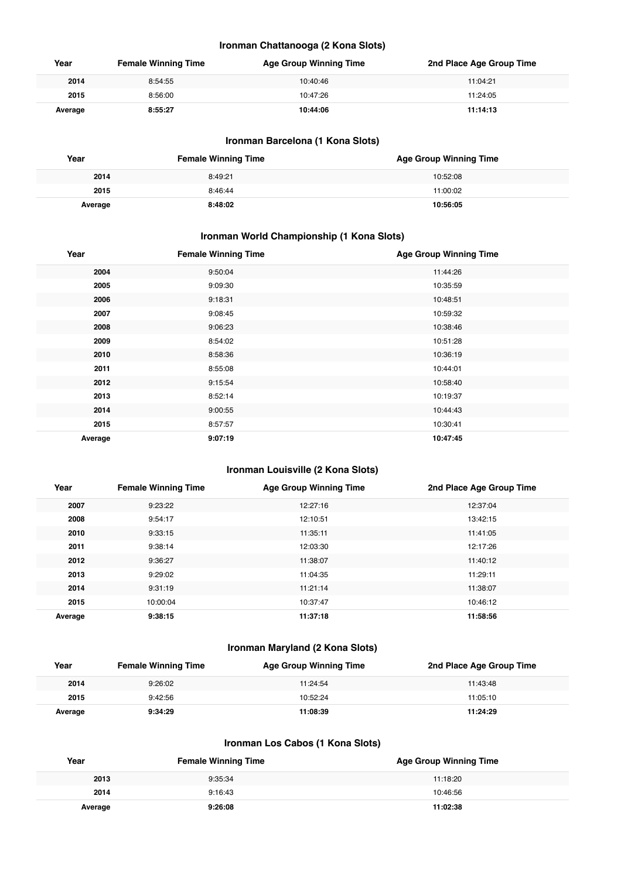### Ironman Chattanooga (2 Kona Slots)

| Year | Female Winning Time | Age Group Winning Time | 2nd Place Age Group Time |
|---|---|---|---|
| 2014 | 8:54:55 | 10:40:46 | 11:04:21 |
| 2015 | 8:56:00 | 10:47:26 | 11:24:05 |
| **Average** | **8:55:27** | **10:44:06** | **11:14:13** |

### Ironman Barcelona (1 Kona Slots)

| Year | Female Winning Time | Age Group Winning Time |
|---|---|---|
| 2014 | 8:49:21 | 10:52:08 |
| 2015 | 8:46:44 | 11:00:02 |
| **Average** | **8:48:02** | **10:56:05** |

### Ironman World Championship (1 Kona Slots)

| Year | Female Winning Time | Age Group Winning Time |
|---|---|---|
| 2004 | 9:50:04 | 11:44:26 |
| 2005 | 9:09:30 | 10:35:59 |
| 2006 | 9:18:31 | 10:48:51 |
| 2007 | 9:08:45 | 10:59:32 |
| 2008 | 9:06:23 | 10:38:46 |
| 2009 | 8:54:02 | 10:51:28 |
| 2010 | 8:58:36 | 10:36:19 |
| 2011 | 8:55:08 | 10:44:01 |
| 2012 | 9:15:54 | 10:58:40 |
| 2013 | 8:52:14 | 10:19:37 |
| 2014 | 9:00:55 | 10:44:43 |
| 2015 | 8:57:57 | 10:30:41 |
| **Average** | **9:07:19** | **10:47:45** |

### Ironman Louisville (2 Kona Slots)

| Year | Female Winning Time | Age Group Winning Time | 2nd Place Age Group Time |
|---|---|---|---|
| 2007 | 9:23:22 | 12:27:16 | 12:37:04 |
| 2008 | 9:54:17 | 12:10:51 | 13:42:15 |
| 2010 | 9:33:15 | 11:35:11 | 11:41:05 |
| 2011 | 9:38:14 | 12:03:30 | 12:17:26 |
| 2012 | 9:36:27 | 11:38:07 | 11:40:12 |
| 2013 | 9:29:02 | 11:04:35 | 11:29:11 |
| 2014 | 9:31:19 | 11:21:14 | 11:38:07 |
| 2015 | 10:00:04 | 10:37:47 | 10:46:12 |
| **Average** | **9:38:15** | **11:37:18** | **11:58:56** |

### Ironman Maryland (2 Kona Slots)

| Year | Female Winning Time | Age Group Winning Time | 2nd Place Age Group Time |
|---|---|---|---|
| 2014 | 9:26:02 | 11:24:54 | 11:43:48 |
| 2015 | 9:42:56 | 10:52:24 | 11:05:10 |
| **Average** | **9:34:29** | **11:08:39** | **11:24:29** |

### Ironman Los Cabos (1 Kona Slots)

| Year | Female Winning Time | Age Group Winning Time |
|---|---|---|
| 2013 | 9:35:34 | 11:18:20 |
| 2014 | 9:16:43 | 10:46:56 |
| **Average** | **9:26:08** | **11:02:38** |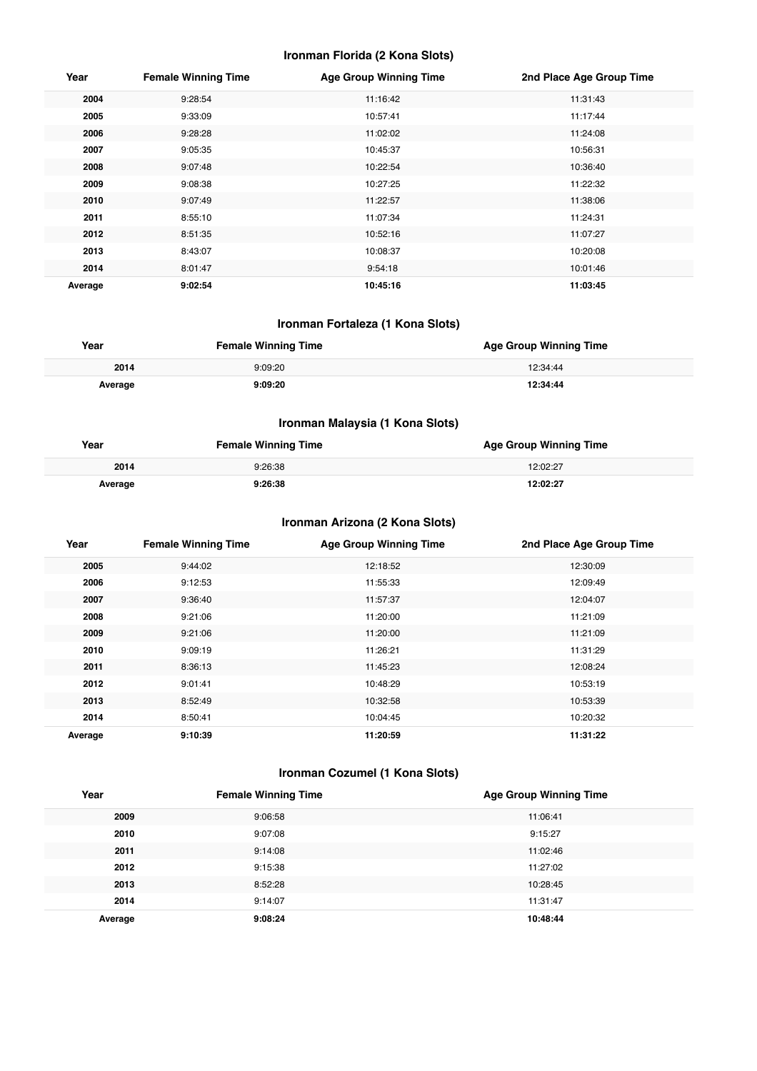### Ironman Florida (2 Kona Slots)

| Year | Female Winning Time | Age Group Winning Time | 2nd Place Age Group Time |
|---|---|---|---|
| 2004 | 9:28:54 | 11:16:42 | 11:31:43 |
| 2005 | 9:33:09 | 10:57:41 | 11:17:44 |
| 2006 | 9:28:28 | 11:02:02 | 11:24:08 |
| 2007 | 9:05:35 | 10:45:37 | 10:56:31 |
| 2008 | 9:07:48 | 10:22:54 | 10:36:40 |
| 2009 | 9:08:38 | 10:27:25 | 11:22:32 |
| 2010 | 9:07:49 | 11:22:57 | 11:38:06 |
| 2011 | 8:55:10 | 11:07:34 | 11:24:31 |
| 2012 | 8:51:35 | 10:52:16 | 11:07:27 |
| 2013 | 8:43:07 | 10:08:37 | 10:20:08 |
| 2014 | 8:01:47 | 9:54:18 | 10:01:46 |
| **Average** | **9:02:54** | **10:45:16** | **11:03:45** |

### Ironman Fortaleza (1 Kona Slots)

| Year | Female Winning Time | Age Group Winning Time |
|---|---|---|
| 2014 | 9:09:20 | 12:34:44 |
| **Average** | **9:09:20** | **12:34:44** |

### Ironman Malaysia (1 Kona Slots)

| Year | Female Winning Time | Age Group Winning Time |
|---|---|---|
| 2014 | 9:26:38 | 12:02:27 |
| **Average** | **9:26:38** | **12:02:27** |

### Ironman Arizona (2 Kona Slots)

| Year | Female Winning Time | Age Group Winning Time | 2nd Place Age Group Time |
|---|---|---|---|
| 2005 | 9:44:02 | 12:18:52 | 12:30:09 |
| 2006 | 9:12:53 | 11:55:33 | 12:09:49 |
| 2007 | 9:36:40 | 11:57:37 | 12:04:07 |
| 2008 | 9:21:06 | 11:20:00 | 11:21:09 |
| 2009 | 9:21:06 | 11:20:00 | 11:21:09 |
| 2010 | 9:09:19 | 11:26:21 | 11:31:29 |
| 2011 | 8:36:13 | 11:45:23 | 12:08:24 |
| 2012 | 9:01:41 | 10:48:29 | 10:53:19 |
| 2013 | 8:52:49 | 10:32:58 | 10:53:39 |
| 2014 | 8:50:41 | 10:04:45 | 10:20:32 |
| **Average** | **9:10:39** | **11:20:59** | **11:31:22** |

### Ironman Cozumel (1 Kona Slots)

| Year | Female Winning Time | Age Group Winning Time |
|---|---|---|
| 2009 | 9:06:58 | 11:06:41 |
| 2010 | 9:07:08 | 9:15:27 |
| 2011 | 9:14:08 | 11:02:46 |
| 2012 | 9:15:38 | 11:27:02 |
| 2013 | 8:52:28 | 10:28:45 |
| 2014 | 9:14:07 | 11:31:47 |
| **Average** | **9:08:24** | **10:48:44** |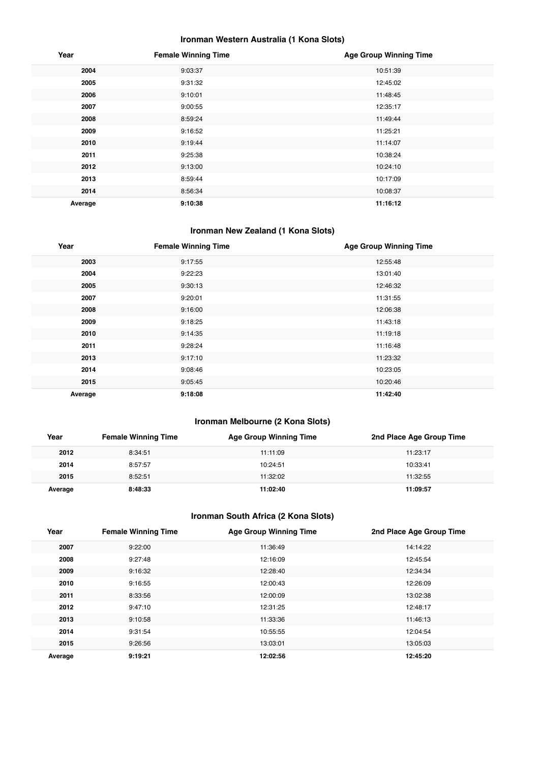### Ironman Western Australia (1 Kona Slots)

| Year | Female Winning Time | Age Group Winning Time |
|---|---|---|
| **2004** | 9:03:37 | 10:51:39 |
| **2005** | 9:31:32 | 12:45:02 |
| **2006** | 9:10:01 | 11:48:45 |
| **2007** | 9:00:55 | 12:35:17 |
| **2008** | 8:59:24 | 11:49:44 |
| **2009** | 9:16:52 | 11:25:21 |
| **2010** | 9:19:44 | 11:14:07 |
| **2011** | 9:25:38 | 10:38:24 |
| **2012** | 9:13:00 | 10:24:10 |
| **2013** | 8:59:44 | 10:17:09 |
| **2014** | 8:56:34 | 10:08:37 |
| **Average** | **9:10:38** | **11:16:12** |

### Ironman New Zealand (1 Kona Slots)

| Year | Female Winning Time | Age Group Winning Time |
|---|---|---|
| **2003** | 9:17:55 | 12:55:48 |
| **2004** | 9:22:23 | 13:01:40 |
| **2005** | 9:30:13 | 12:46:32 |
| **2007** | 9:20:01 | 11:31:55 |
| **2008** | 9:16:00 | 12:06:38 |
| **2009** | 9:18:25 | 11:43:18 |
| **2010** | 9:14:35 | 11:19:18 |
| **2011** | 9:28:24 | 11:16:48 |
| **2013** | 9:17:10 | 11:23:32 |
| **2014** | 9:08:46 | 10:23:05 |
| **2015** | 9:05:45 | 10:20:46 |
| **Average** | **9:18:08** | **11:42:40** |

### Ironman Melbourne (2 Kona Slots)

| Year | Female Winning Time | Age Group Winning Time | 2nd Place Age Group Time |
|---|---|---|---|
| **2012** | 8:34:51 | 11:11:09 | 11:23:17 |
| **2014** | 8:57:57 | 10:24:51 | 10:33:41 |
| **2015** | 8:52:51 | 11:32:02 | 11:32:55 |
| **Average** | **8:48:33** | **11:02:40** | **11:09:57** |

### Ironman South Africa (2 Kona Slots)

| Year | Female Winning Time | Age Group Winning Time | 2nd Place Age Group Time |
|---|---|---|---|
| **2007** | 9:22:00 | 11:36:49 | 14:14:22 |
| **2008** | 9:27:48 | 12:16:09 | 12:45:54 |
| **2009** | 9:16:32 | 12:28:40 | 12:34:34 |
| **2010** | 9:16:55 | 12:00:43 | 12:26:09 |
| **2011** | 8:33:56 | 12:00:09 | 13:02:38 |
| **2012** | 9:47:10 | 12:31:25 | 12:48:17 |
| **2013** | 9:10:58 | 11:33:36 | 11:46:13 |
| **2014** | 9:31:54 | 10:55:55 | 12:04:54 |
| **2015** | 9:26:56 | 13:03:01 | 13:05:03 |
| **Average** | **9:19:21** | **12:02:56** | **12:45:20** |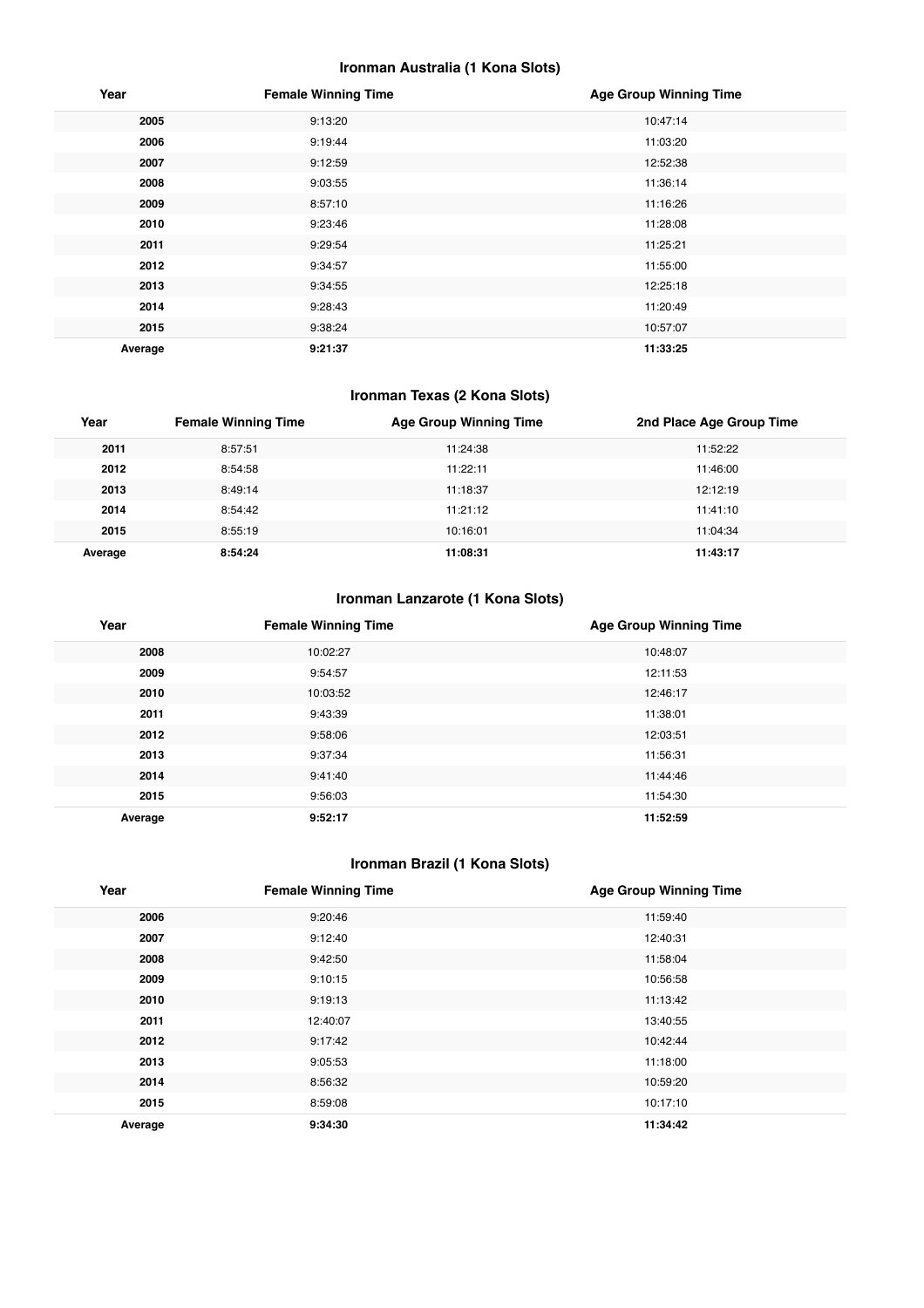### Ironman Australia (1 Kona Slots)

| Year | Female Winning Time | Age Group Winning Time |
|---|---|---|
| 2005 | 9:13:20 | 10:47:14 |
| 2006 | 9:19:44 | 11:03:20 |
| 2007 | 9:12:59 | 12:52:38 |
| 2008 | 9:03:55 | 11:36:14 |
| 2009 | 8:57:10 | 11:16:26 |
| 2010 | 9:23:46 | 11:28:08 |
| 2011 | 9:29:54 | 11:25:21 |
| 2012 | 9:34:57 | 11:55:00 |
| 2013 | 9:34:55 | 12:25:18 |
| 2014 | 9:28:43 | 11:20:49 |
| 2015 | 9:38:24 | 10:57:07 |
| **Average** | **9:21:37** | **11:33:25** |

### Ironman Texas (2 Kona Slots)

| Year | Female Winning Time | Age Group Winning Time | 2nd Place Age Group Time |
|---|---|---|---|
| 2011 | 8:57:51 | 11:24:38 | 11:52:22 |
| 2012 | 8:54:58 | 11:22:11 | 11:46:00 |
| 2013 | 8:49:14 | 11:18:37 | 12:12:19 |
| 2014 | 8:54:42 | 11:21:12 | 11:41:10 |
| 2015 | 8:55:19 | 10:16:01 | 11:04:34 |
| **Average** | **8:54:24** | **11:08:31** | **11:43:17** |

### Ironman Lanzarote (1 Kona Slots)

| Year | Female Winning Time | Age Group Winning Time |
|---|---|---|
| 2008 | 10:02:27 | 10:48:07 |
| 2009 | 9:54:57 | 12:11:53 |
| 2010 | 10:03:52 | 12:46:17 |
| 2011 | 9:43:39 | 11:38:01 |
| 2012 | 9:58:06 | 12:03:51 |
| 2013 | 9:37:34 | 11:56:31 |
| 2014 | 9:41:40 | 11:44:46 |
| 2015 | 9:56:03 | 11:54:30 |
| **Average** | **9:52:17** | **11:52:59** |

### Ironman Brazil (1 Kona Slots)

| Year | Female Winning Time | Age Group Winning Time |
|---|---|---|
| 2006 | 9:20:46 | 11:59:40 |
| 2007 | 9:12:40 | 12:40:31 |
| 2008 | 9:42:50 | 11:58:04 |
| 2009 | 9:10:15 | 10:56:58 |
| 2010 | 9:19:13 | 11:13:42 |
| 2011 | 12:40:07 | 13:40:55 |
| 2012 | 9:17:42 | 10:42:44 |
| 2013 | 9:05:53 | 11:18:00 |
| 2014 | 8:56:32 | 10:59:20 |
| 2015 | 8:59:08 | 10:17:10 |
| **Average** | **9:34:30** | **11:34:42** |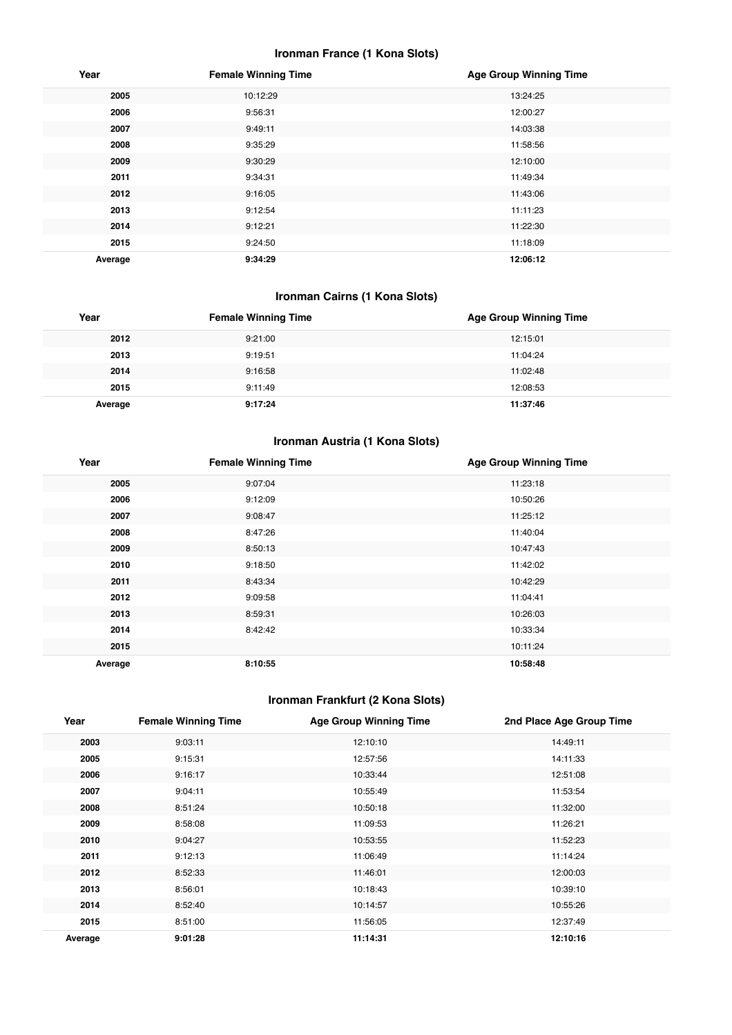### Ironman France (1 Kona Slots)

| Year | Female Winning Time | Age Group Winning Time |
|---|---|---|
| 2005 | 10:12:29 | 13:24:25 |
| 2006 | 9:56:31 | 12:00:27 |
| 2007 | 9:49:11 | 14:03:38 |
| 2008 | 9:35:29 | 11:58:56 |
| 2009 | 9:30:29 | 12:10:00 |
| 2011 | 9:34:31 | 11:49:34 |
| 2012 | 9:16:05 | 11:43:06 |
| 2013 | 9:12:54 | 11:11:23 |
| 2014 | 9:12:21 | 11:22:30 |
| 2015 | 9:24:50 | 11:18:09 |
| **Average** | **9:34:29** | **12:06:12** |

### Ironman Cairns (1 Kona Slots)

| Year | Female Winning Time | Age Group Winning Time |
|---|---|---|
| 2012 | 9:21:00 | 12:15:01 |
| 2013 | 9:19:51 | 11:04:24 |
| 2014 | 9:16:58 | 11:02:48 |
| 2015 | 9:11:49 | 12:08:53 |
| **Average** | **9:17:24** | **11:37:46** |

### Ironman Austria (1 Kona Slots)

| Year | Female Winning Time | Age Group Winning Time |
|---|---|---|
| 2005 | 9:07:04 | 11:23:18 |
| 2006 | 9:12:09 | 10:50:26 |
| 2007 | 9:08:47 | 11:25:12 |
| 2008 | 8:47:26 | 11:40:04 |
| 2009 | 8:50:13 | 10:47:43 |
| 2010 | 9:18:50 | 11:42:02 |
| 2011 | 8:43:34 | 10:42:29 |
| 2012 | 9:09:58 | 11:04:41 |
| 2013 | 8:59:31 | 10:26:03 |
| 2014 | 8:42:42 | 10:33:34 |
| 2015 | | 10:11:24 |
| **Average** | **8:10:55** | **10:58:48** |

### Ironman Frankfurt (2 Kona Slots)

| Year | Female Winning Time | Age Group Winning Time | 2nd Place Age Group Time |
|---|---|---|---|
| 2003 | 9:03:11 | 12:10:10 | 14:49:11 |
| 2005 | 9:15:31 | 12:57:56 | 14:11:33 |
| 2006 | 9:16:17 | 10:33:44 | 12:51:08 |
| 2007 | 9:04:11 | 10:55:49 | 11:53:54 |
| 2008 | 8:51:24 | 10:50:18 | 11:32:00 |
| 2009 | 8:58:08 | 11:09:53 | 11:26:21 |
| 2010 | 9:04:27 | 10:53:55 | 11:52:23 |
| 2011 | 9:12:13 | 11:06:49 | 11:14:24 |
| 2012 | 8:52:33 | 11:46:01 | 12:00:03 |
| 2013 | 8:56:01 | 10:18:43 | 10:39:10 |
| 2014 | 8:52:40 | 10:14:57 | 10:55:26 |
| 2015 | 8:51:00 | 11:56:05 | 12:37:49 |
| **Average** | **9:01:28** | **11:14:31** | **12:10:16** |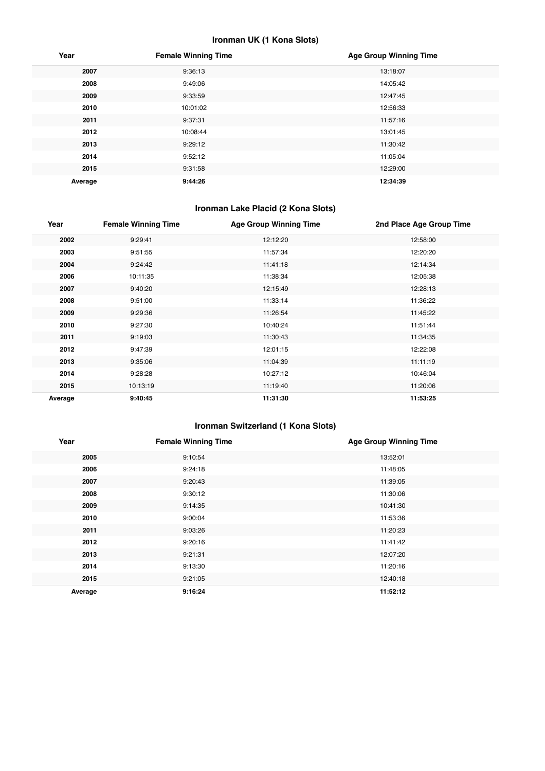### Ironman UK (1 Kona Slots)

| Year | Female Winning Time | Age Group Winning Time |
|---|---|---|
| **2007** | 9:36:13 | 13:18:07 |
| **2008** | 9:49:06 | 14:05:42 |
| **2009** | 9:33:59 | 12:47:45 |
| **2010** | 10:01:02 | 12:56:33 |
| **2011** | 9:37:31 | 11:57:16 |
| **2012** | 10:08:44 | 13:01:45 |
| **2013** | 9:29:12 | 11:30:42 |
| **2014** | 9:52:12 | 11:05:04 |
| **2015** | 9:31:58 | 12:29:00 |
| **Average** | **9:44:26** | **12:34:39** |

### Ironman Lake Placid (2 Kona Slots)

| Year | Female Winning Time | Age Group Winning Time | 2nd Place Age Group Time |
|---|---|---|---|
| **2002** | 9:29:41 | 12:12:20 | 12:58:00 |
| **2003** | 9:51:55 | 11:57:34 | 12:20:20 |
| **2004** | 9:24:42 | 11:41:18 | 12:14:34 |
| **2006** | 10:11:35 | 11:38:34 | 12:05:38 |
| **2007** | 9:40:20 | 12:15:49 | 12:28:13 |
| **2008** | 9:51:00 | 11:33:14 | 11:36:22 |
| **2009** | 9:29:36 | 11:26:54 | 11:45:22 |
| **2010** | 9:27:30 | 10:40:24 | 11:51:44 |
| **2011** | 9:19:03 | 11:30:43 | 11:34:35 |
| **2012** | 9:47:39 | 12:01:15 | 12:22:08 |
| **2013** | 9:35:06 | 11:04:39 | 11:11:19 |
| **2014** | 9:28:28 | 10:27:12 | 10:46:04 |
| **2015** | 10:13:19 | 11:19:40 | 11:20:06 |
| **Average** | **9:40:45** | **11:31:30** | **11:53:25** |

### Ironman Switzerland (1 Kona Slots)

| Year | Female Winning Time | Age Group Winning Time |
|---|---|---|
| **2005** | 9:10:54 | 13:52:01 |
| **2006** | 9:24:18 | 11:48:05 |
| **2007** | 9:20:43 | 11:39:05 |
| **2008** | 9:30:12 | 11:30:06 |
| **2009** | 9:14:35 | 10:41:30 |
| **2010** | 9:00:04 | 11:53:36 |
| **2011** | 9:03:26 | 11:20:23 |
| **2012** | 9:20:16 | 11:41:42 |
| **2013** | 9:21:31 | 12:07:20 |
| **2014** | 9:13:30 | 11:20:16 |
| **2015** | 9:21:05 | 12:40:18 |
| **Average** | **9:16:24** | **11:52:12** |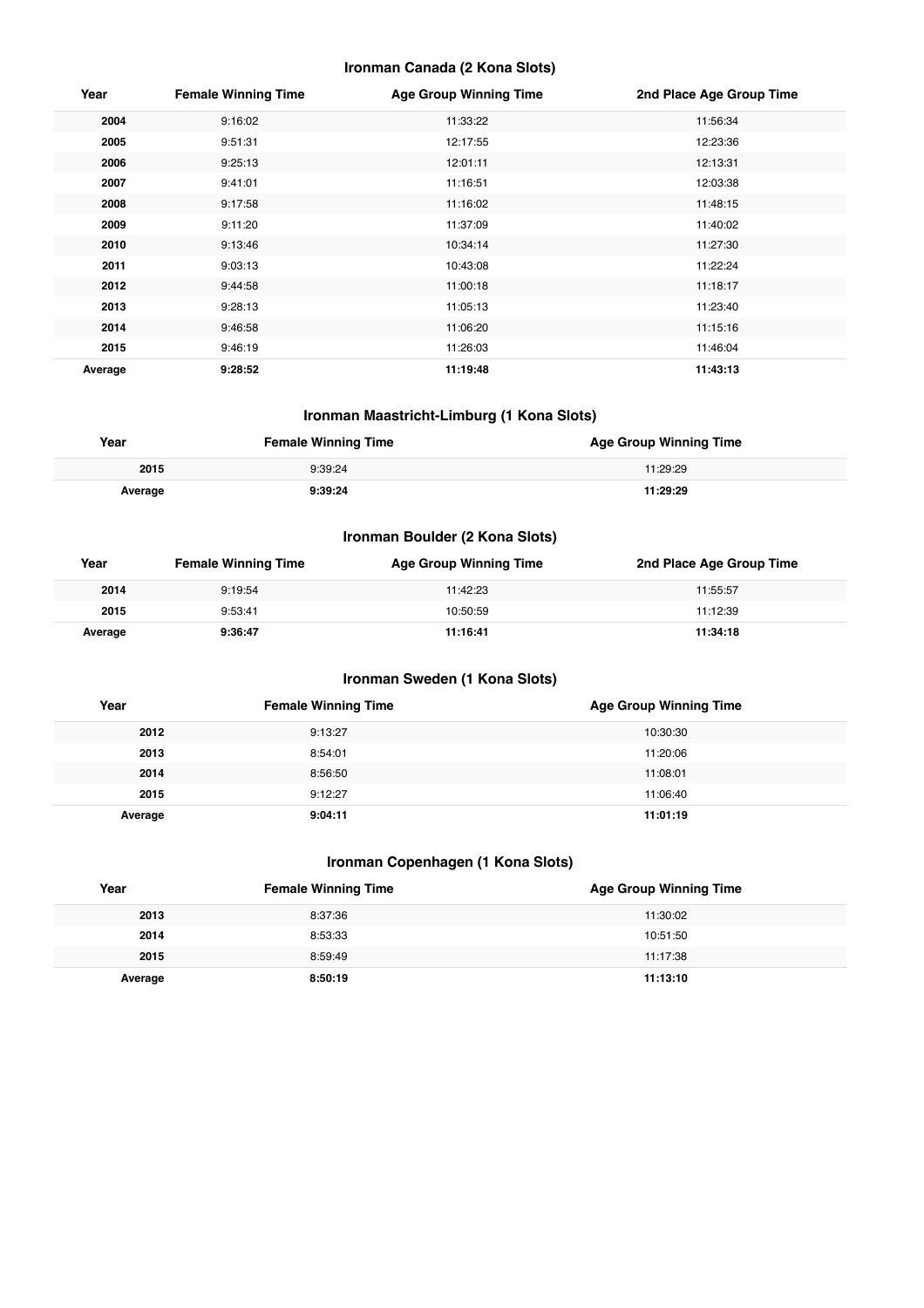### Ironman Canada (2 Kona Slots)

| Year | Female Winning Time | Age Group Winning Time | 2nd Place Age Group Time |
|---|---|---|---|
| **2004** | 9:16:02 | 11:33:22 | 11:56:34 |
| **2005** | 9:51:31 | 12:17:55 | 12:23:36 |
| **2006** | 9:25:13 | 12:01:11 | 12:13:31 |
| **2007** | 9:41:01 | 11:16:51 | 12:03:38 |
| **2008** | 9:17:58 | 11:16:02 | 11:48:15 |
| **2009** | 9:11:20 | 11:37:09 | 11:40:02 |
| **2010** | 9:13:46 | 10:34:14 | 11:27:30 |
| **2011** | 9:03:13 | 10:43:08 | 11:22:24 |
| **2012** | 9:44:58 | 11:00:18 | 11:18:17 |
| **2013** | 9:28:13 | 11:05:13 | 11:23:40 |
| **2014** | 9:46:58 | 11:06:20 | 11:15:16 |
| **2015** | 9:46:19 | 11:26:03 | 11:46:04 |
| **Average** | **9:28:52** | **11:19:48** | **11:43:13** |

### Ironman Maastricht-Limburg (1 Kona Slots)

| Year | Female Winning Time | Age Group Winning Time |
|---|---|---|
| **2015** | 9:39:24 | 11:29:29 |
| **Average** | **9:39:24** | **11:29:29** |

### Ironman Boulder (2 Kona Slots)

| Year | Female Winning Time | Age Group Winning Time | 2nd Place Age Group Time |
|---|---|---|---|
| **2014** | 9:19:54 | 11:42:23 | 11:55:57 |
| **2015** | 9:53:41 | 10:50:59 | 11:12:39 |
| **Average** | **9:36:47** | **11:16:41** | **11:34:18** |

### Ironman Sweden (1 Kona Slots)

| Year | Female Winning Time | Age Group Winning Time |
|---|---|---|
| **2012** | 9:13:27 | 10:30:30 |
| **2013** | 8:54:01 | 11:20:06 |
| **2014** | 8:56:50 | 11:08:01 |
| **2015** | 9:12:27 | 11:06:40 |
| **Average** | **9:04:11** | **11:01:19** |

### Ironman Copenhagen (1 Kona Slots)

| Year | Female Winning Time | Age Group Winning Time |
|---|---|---|
| **2013** | 8:37:36 | 11:30:02 |
| **2014** | 8:53:33 | 10:51:50 |
| **2015** | 8:59:49 | 11:17:38 |
| **Average** | **8:50:19** | **11:13:10** |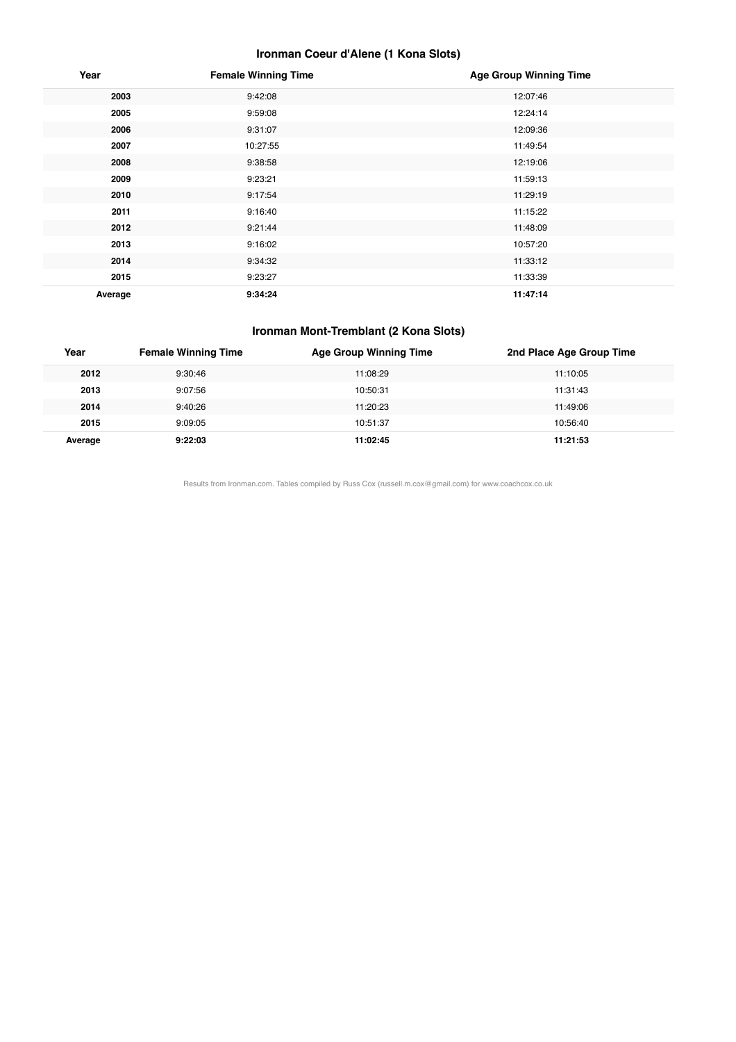### Ironman Coeur d'Alene (1 Kona Slots)

| Year | Female Winning Time | Age Group Winning Time |
|---|---|---|
| 2003 | 9:42:08 | 12:07:46 |
| 2005 | 9:59:08 | 12:24:14 |
| 2006 | 9:31:07 | 12:09:36 |
| 2007 | 10:27:55 | 11:49:54 |
| 2008 | 9:38:58 | 12:19:06 |
| 2009 | 9:23:21 | 11:59:13 |
| 2010 | 9:17:54 | 11:29:19 |
| 2011 | 9:16:40 | 11:15:22 |
| 2012 | 9:21:44 | 11:48:09 |
| 2013 | 9:16:02 | 10:57:20 |
| 2014 | 9:34:32 | 11:33:12 |
| 2015 | 9:23:27 | 11:33:39 |
| **Average** | **9:34:24** | **11:47:14** |

### Ironman Mont-Tremblant (2 Kona Slots)

| Year | Female Winning Time | Age Group Winning Time | 2nd Place Age Group Time |
|---|---|---|---|
| 2012 | 9:30:46 | 11:08:29 | 11:10:05 |
| 2013 | 9:07:56 | 10:50:31 | 11:31:43 |
| 2014 | 9:40:26 | 11:20:23 | 11:49:06 |
| 2015 | 9:09:05 | 10:51:37 | 10:56:40 |
| **Average** | **9:22:03** | **11:02:45** | **11:21:53** |

Results from Ironman.com. Tables compiled by Russ Cox (russell.m.cox@gmail.com) for www.coachcox.co.uk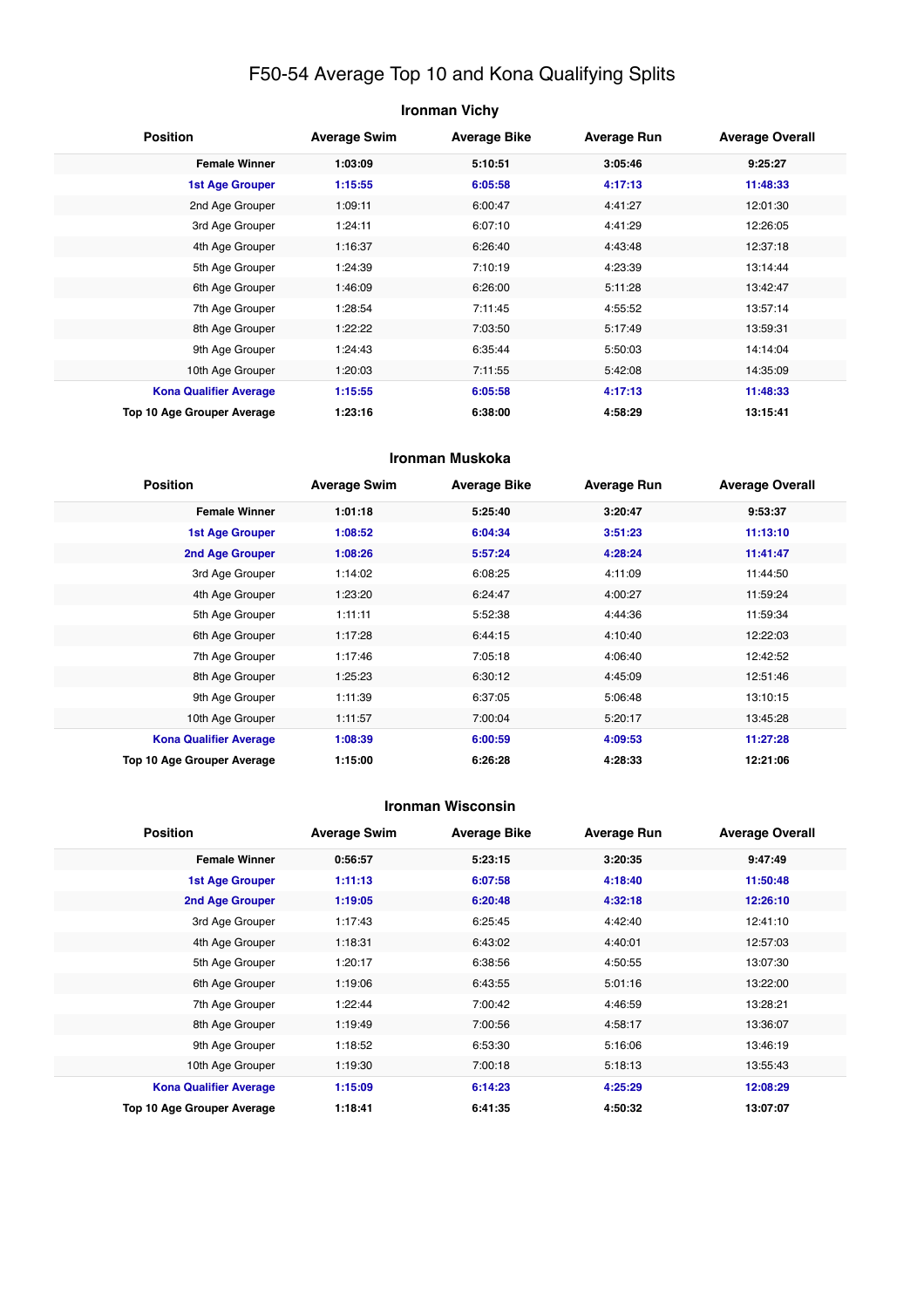# F50-54 Average Top 10 and Kona Qualifying Splits

### Ironman Vichy

| Position | Average Swim | Average Bike | Average Run | Average Overall |
|---|---|---|---|---|
| **Female Winner** | **1:03:09** | **5:10:51** | **3:05:46** | **9:25:27** |
| **1st Age Grouper** | **1:15:55** | **6:05:58** | **4:17:13** | **11:48:33** |
| 2nd Age Grouper | 1:09:11 | 6:00:47 | 4:41:27 | 12:01:30 |
| 3rd Age Grouper | 1:24:11 | 6:07:10 | 4:41:29 | 12:26:05 |
| 4th Age Grouper | 1:16:37 | 6:26:40 | 4:43:48 | 12:37:18 |
| 5th Age Grouper | 1:24:39 | 7:10:19 | 4:23:39 | 13:14:44 |
| 6th Age Grouper | 1:46:09 | 6:26:00 | 5:11:28 | 13:42:47 |
| 7th Age Grouper | 1:28:54 | 7:11:45 | 4:55:52 | 13:57:14 |
| 8th Age Grouper | 1:22:22 | 7:03:50 | 5:17:49 | 13:59:31 |
| 9th Age Grouper | 1:24:43 | 6:35:44 | 5:50:03 | 14:14:04 |
| 10th Age Grouper | 1:20:03 | 7:11:55 | 5:42:08 | 14:35:09 |
| **Kona Qualifier Average** | **1:15:55** | **6:05:58** | **4:17:13** | **11:48:33** |
| **Top 10 Age Grouper Average** | **1:23:16** | **6:38:00** | **4:58:29** | **13:15:41** |

### Ironman Muskoka

| Position | Average Swim | Average Bike | Average Run | Average Overall |
|---|---|---|---|---|
| **Female Winner** | **1:01:18** | **5:25:40** | **3:20:47** | **9:53:37** |
| **1st Age Grouper** | **1:08:52** | **6:04:34** | **3:51:23** | **11:13:10** |
| **2nd Age Grouper** | **1:08:26** | **5:57:24** | **4:28:24** | **11:41:47** |
| 3rd Age Grouper | 1:14:02 | 6:08:25 | 4:11:09 | 11:44:50 |
| 4th Age Grouper | 1:23:20 | 6:24:47 | 4:00:27 | 11:59:24 |
| 5th Age Grouper | 1:11:11 | 5:52:38 | 4:44:36 | 11:59:34 |
| 6th Age Grouper | 1:17:28 | 6:44:15 | 4:10:40 | 12:22:03 |
| 7th Age Grouper | 1:17:46 | 7:05:18 | 4:06:40 | 12:42:52 |
| 8th Age Grouper | 1:25:23 | 6:30:12 | 4:45:09 | 12:51:46 |
| 9th Age Grouper | 1:11:39 | 6:37:05 | 5:06:48 | 13:10:15 |
| 10th Age Grouper | 1:11:57 | 7:00:04 | 5:20:17 | 13:45:28 |
| **Kona Qualifier Average** | **1:08:39** | **6:00:59** | **4:09:53** | **11:27:28** |
| **Top 10 Age Grouper Average** | **1:15:00** | **6:26:28** | **4:28:33** | **12:21:06** |

### Ironman Wisconsin

| Position | Average Swim | Average Bike | Average Run | Average Overall |
|---|---|---|---|---|
| **Female Winner** | **0:56:57** | **5:23:15** | **3:20:35** | **9:47:49** |
| **1st Age Grouper** | **1:11:13** | **6:07:58** | **4:18:40** | **11:50:48** |
| **2nd Age Grouper** | **1:19:05** | **6:20:48** | **4:32:18** | **12:26:10** |
| 3rd Age Grouper | 1:17:43 | 6:25:45 | 4:42:40 | 12:41:10 |
| 4th Age Grouper | 1:18:31 | 6:43:02 | 4:40:01 | 12:57:03 |
| 5th Age Grouper | 1:20:17 | 6:38:56 | 4:50:55 | 13:07:30 |
| 6th Age Grouper | 1:19:06 | 6:43:55 | 5:01:16 | 13:22:00 |
| 7th Age Grouper | 1:22:44 | 7:00:42 | 4:46:59 | 13:28:21 |
| 8th Age Grouper | 1:19:49 | 7:00:56 | 4:58:17 | 13:36:07 |
| 9th Age Grouper | 1:18:52 | 6:53:30 | 5:16:06 | 13:46:19 |
| 10th Age Grouper | 1:19:30 | 7:00:18 | 5:18:13 | 13:55:43 |
| **Kona Qualifier Average** | **1:15:09** | **6:14:23** | **4:25:29** | **12:08:29** |
| **Top 10 Age Grouper Average** | **1:18:41** | **6:41:35** | **4:50:32** | **13:07:07** |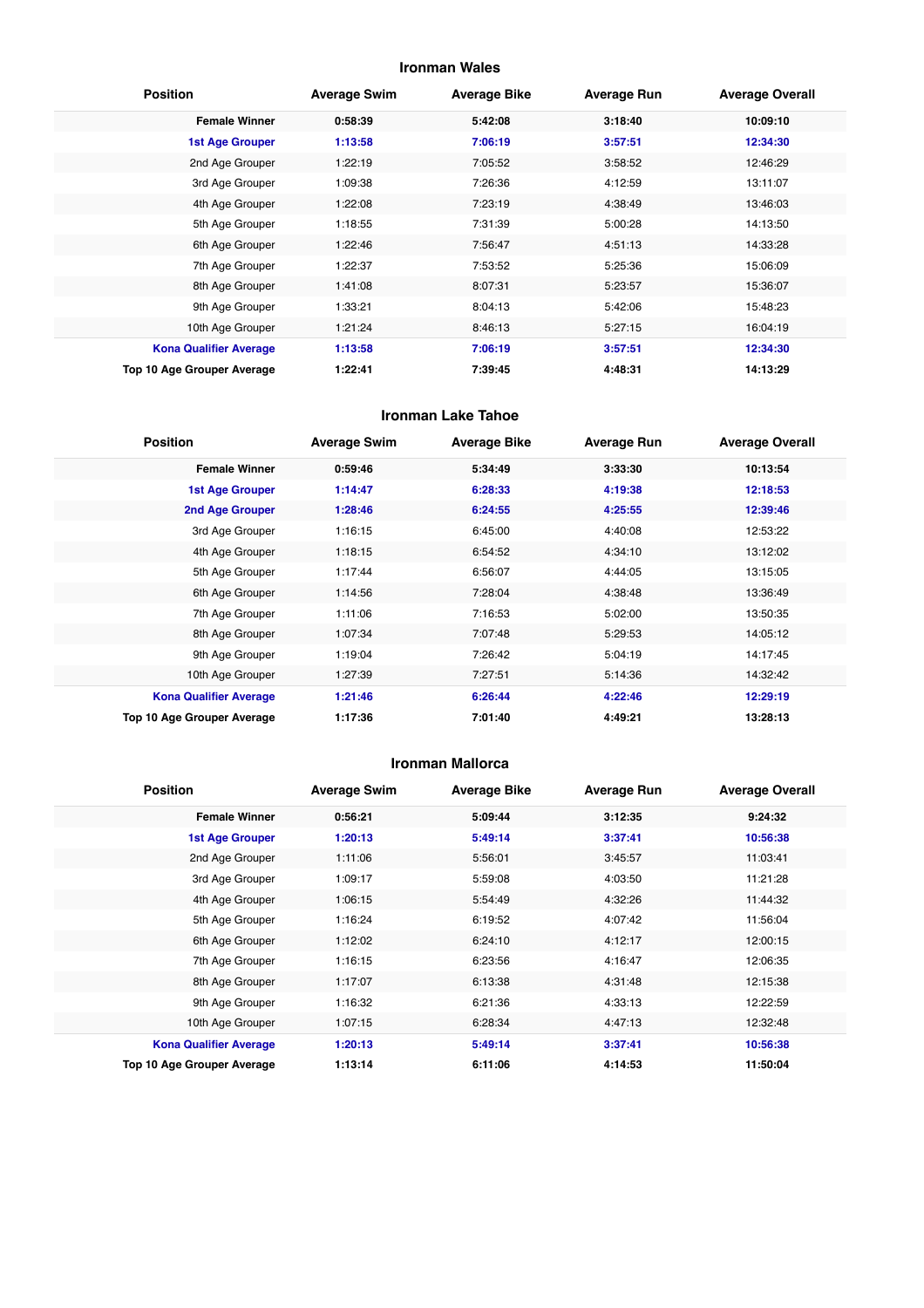## Ironman Wales

| Position | Average Swim | Average Bike | Average Run | Average Overall |
|---|---|---|---|---|
| **Female Winner** | **0:58:39** | **5:42:08** | **3:18:40** | **10:09:10** |
| **1st Age Grouper** | **1:13:58** | **7:06:19** | **3:57:51** | **12:34:30** |
| 2nd Age Grouper | 1:22:19 | 7:05:52 | 3:58:52 | 12:46:29 |
| 3rd Age Grouper | 1:09:38 | 7:26:36 | 4:12:59 | 13:11:07 |
| 4th Age Grouper | 1:22:08 | 7:23:19 | 4:38:49 | 13:46:03 |
| 5th Age Grouper | 1:18:55 | 7:31:39 | 5:00:28 | 14:13:50 |
| 6th Age Grouper | 1:22:46 | 7:56:47 | 4:51:13 | 14:33:28 |
| 7th Age Grouper | 1:22:37 | 7:53:52 | 5:25:36 | 15:06:09 |
| 8th Age Grouper | 1:41:08 | 8:07:31 | 5:23:57 | 15:36:07 |
| 9th Age Grouper | 1:33:21 | 8:04:13 | 5:42:06 | 15:48:23 |
| 10th Age Grouper | 1:21:24 | 8:46:13 | 5:27:15 | 16:04:19 |
| **Kona Qualifier Average** | **1:13:58** | **7:06:19** | **3:57:51** | **12:34:30** |
| **Top 10 Age Grouper Average** | **1:22:41** | **7:39:45** | **4:48:31** | **14:13:29** |

## Ironman Lake Tahoe

| Position | Average Swim | Average Bike | Average Run | Average Overall |
|---|---|---|---|---|
| **Female Winner** | **0:59:46** | **5:34:49** | **3:33:30** | **10:13:54** |
| **1st Age Grouper** | **1:14:47** | **6:28:33** | **4:19:38** | **12:18:53** |
| **2nd Age Grouper** | **1:28:46** | **6:24:55** | **4:25:55** | **12:39:46** |
| 3rd Age Grouper | 1:16:15 | 6:45:00 | 4:40:08 | 12:53:22 |
| 4th Age Grouper | 1:18:15 | 6:54:52 | 4:34:10 | 13:12:02 |
| 5th Age Grouper | 1:17:44 | 6:56:07 | 4:44:05 | 13:15:05 |
| 6th Age Grouper | 1:14:56 | 7:28:04 | 4:38:48 | 13:36:49 |
| 7th Age Grouper | 1:11:06 | 7:16:53 | 5:02:00 | 13:50:35 |
| 8th Age Grouper | 1:07:34 | 7:07:48 | 5:29:53 | 14:05:12 |
| 9th Age Grouper | 1:19:04 | 7:26:42 | 5:04:19 | 14:17:45 |
| 10th Age Grouper | 1:27:39 | 7:27:51 | 5:14:36 | 14:32:42 |
| **Kona Qualifier Average** | **1:21:46** | **6:26:44** | **4:22:46** | **12:29:19** |
| **Top 10 Age Grouper Average** | **1:17:36** | **7:01:40** | **4:49:21** | **13:28:13** |

## Ironman Mallorca

| Position | Average Swim | Average Bike | Average Run | Average Overall |
|---|---|---|---|---|
| **Female Winner** | **0:56:21** | **5:09:44** | **3:12:35** | **9:24:32** |
| **1st Age Grouper** | **1:20:13** | **5:49:14** | **3:37:41** | **10:56:38** |
| 2nd Age Grouper | 1:11:06 | 5:56:01 | 3:45:57 | 11:03:41 |
| 3rd Age Grouper | 1:09:17 | 5:59:08 | 4:03:50 | 11:21:28 |
| 4th Age Grouper | 1:06:15 | 5:54:49 | 4:32:26 | 11:44:32 |
| 5th Age Grouper | 1:16:24 | 6:19:52 | 4:07:42 | 11:56:04 |
| 6th Age Grouper | 1:12:02 | 6:24:10 | 4:12:17 | 12:00:15 |
| 7th Age Grouper | 1:16:15 | 6:23:56 | 4:16:47 | 12:06:35 |
| 8th Age Grouper | 1:17:07 | 6:13:38 | 4:31:48 | 12:15:38 |
| 9th Age Grouper | 1:16:32 | 6:21:36 | 4:33:13 | 12:22:59 |
| 10th Age Grouper | 1:07:15 | 6:28:34 | 4:47:13 | 12:32:48 |
| **Kona Qualifier Average** | **1:20:13** | **5:49:14** | **3:37:41** | **10:56:38** |
| **Top 10 Age Grouper Average** | **1:13:14** | **6:11:06** | **4:14:53** | **11:50:04** |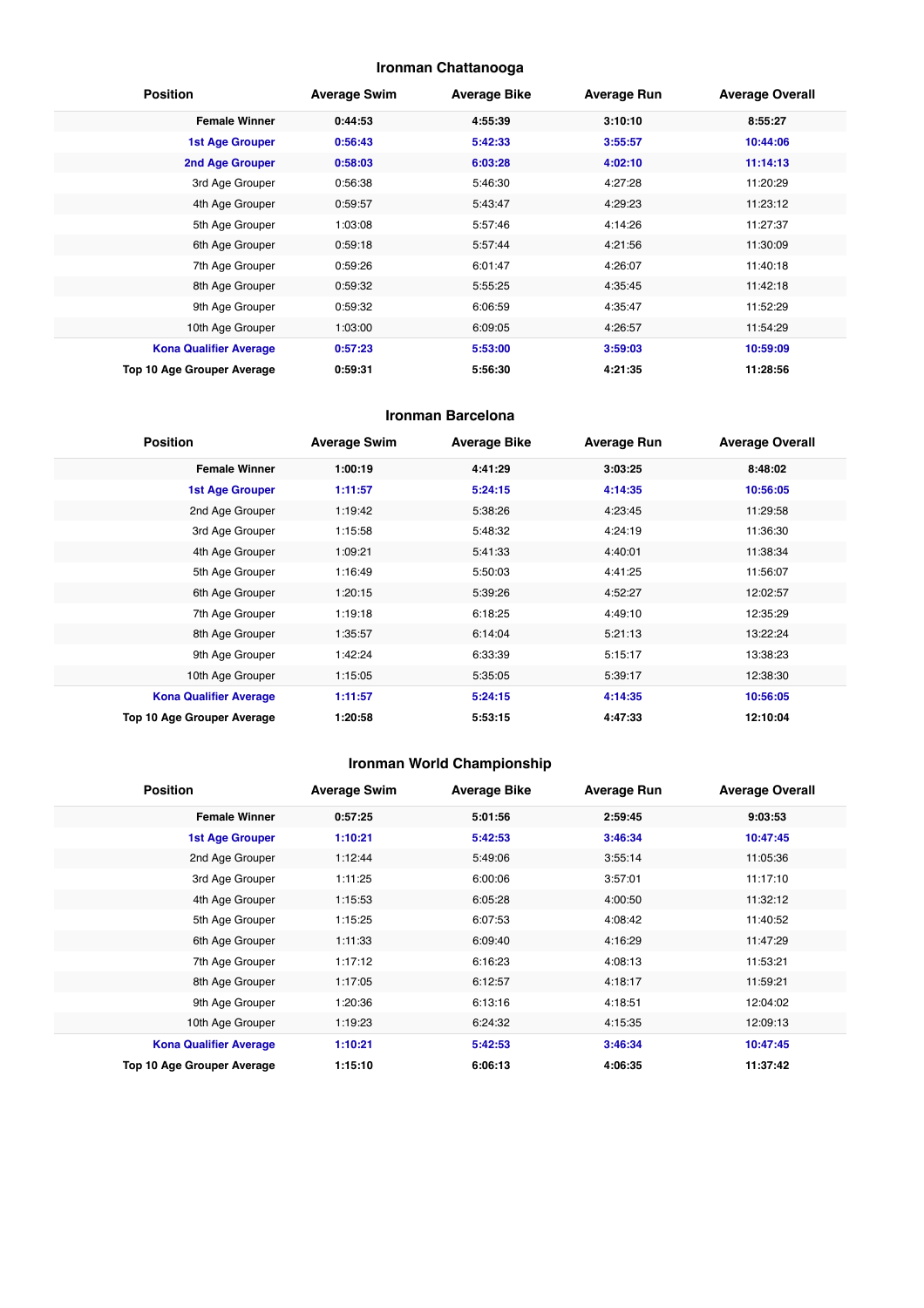### Ironman Chattanooga

| Position | Average Swim | Average Bike | Average Run | Average Overall |
|---|---|---|---|---|
| **Female Winner** | **0:44:53** | **4:55:39** | **3:10:10** | **8:55:27** |
| **1st Age Grouper** | **0:56:43** | **5:42:33** | **3:55:57** | **10:44:06** |
| **2nd Age Grouper** | **0:58:03** | **6:03:28** | **4:02:10** | **11:14:13** |
| 3rd Age Grouper | 0:56:38 | 5:46:30 | 4:27:28 | 11:20:29 |
| 4th Age Grouper | 0:59:57 | 5:43:47 | 4:29:23 | 11:23:12 |
| 5th Age Grouper | 1:03:08 | 5:57:46 | 4:14:26 | 11:27:37 |
| 6th Age Grouper | 0:59:18 | 5:57:44 | 4:21:56 | 11:30:09 |
| 7th Age Grouper | 0:59:26 | 6:01:47 | 4:26:07 | 11:40:18 |
| 8th Age Grouper | 0:59:32 | 5:55:25 | 4:35:45 | 11:42:18 |
| 9th Age Grouper | 0:59:32 | 6:06:59 | 4:35:47 | 11:52:29 |
| 10th Age Grouper | 1:03:00 | 6:09:05 | 4:26:57 | 11:54:29 |
| **Kona Qualifier Average** | **0:57:23** | **5:53:00** | **3:59:03** | **10:59:09** |
| **Top 10 Age Grouper Average** | **0:59:31** | **5:56:30** | **4:21:35** | **11:28:56** |

### Ironman Barcelona

| Position | Average Swim | Average Bike | Average Run | Average Overall |
|---|---|---|---|---|
| **Female Winner** | **1:00:19** | **4:41:29** | **3:03:25** | **8:48:02** |
| **1st Age Grouper** | **1:11:57** | **5:24:15** | **4:14:35** | **10:56:05** |
| 2nd Age Grouper | 1:19:42 | 5:38:26 | 4:23:45 | 11:29:58 |
| 3rd Age Grouper | 1:15:58 | 5:48:32 | 4:24:19 | 11:36:30 |
| 4th Age Grouper | 1:09:21 | 5:41:33 | 4:40:01 | 11:38:34 |
| 5th Age Grouper | 1:16:49 | 5:50:03 | 4:41:25 | 11:56:07 |
| 6th Age Grouper | 1:20:15 | 5:39:26 | 4:52:27 | 12:02:57 |
| 7th Age Grouper | 1:19:18 | 6:18:25 | 4:49:10 | 12:35:29 |
| 8th Age Grouper | 1:35:57 | 6:14:04 | 5:21:13 | 13:22:24 |
| 9th Age Grouper | 1:42:24 | 6:33:39 | 5:15:17 | 13:38:23 |
| 10th Age Grouper | 1:15:05 | 5:35:05 | 5:39:17 | 12:38:30 |
| **Kona Qualifier Average** | **1:11:57** | **5:24:15** | **4:14:35** | **10:56:05** |
| **Top 10 Age Grouper Average** | **1:20:58** | **5:53:15** | **4:47:33** | **12:10:04** |

### Ironman World Championship

| Position | Average Swim | Average Bike | Average Run | Average Overall |
|---|---|---|---|---|
| **Female Winner** | **0:57:25** | **5:01:56** | **2:59:45** | **9:03:53** |
| **1st Age Grouper** | **1:10:21** | **5:42:53** | **3:46:34** | **10:47:45** |
| 2nd Age Grouper | 1:12:44 | 5:49:06 | 3:55:14 | 11:05:36 |
| 3rd Age Grouper | 1:11:25 | 6:00:06 | 3:57:01 | 11:17:10 |
| 4th Age Grouper | 1:15:53 | 6:05:28 | 4:00:50 | 11:32:12 |
| 5th Age Grouper | 1:15:25 | 6:07:53 | 4:08:42 | 11:40:52 |
| 6th Age Grouper | 1:11:33 | 6:09:40 | 4:16:29 | 11:47:29 |
| 7th Age Grouper | 1:17:12 | 6:16:23 | 4:08:13 | 11:53:21 |
| 8th Age Grouper | 1:17:05 | 6:12:57 | 4:18:17 | 11:59:21 |
| 9th Age Grouper | 1:20:36 | 6:13:16 | 4:18:51 | 12:04:02 |
| 10th Age Grouper | 1:19:23 | 6:24:32 | 4:15:35 | 12:09:13 |
| **Kona Qualifier Average** | **1:10:21** | **5:42:53** | **3:46:34** | **10:47:45** |
| **Top 10 Age Grouper Average** | **1:15:10** | **6:06:13** | **4:06:35** | **11:37:42** |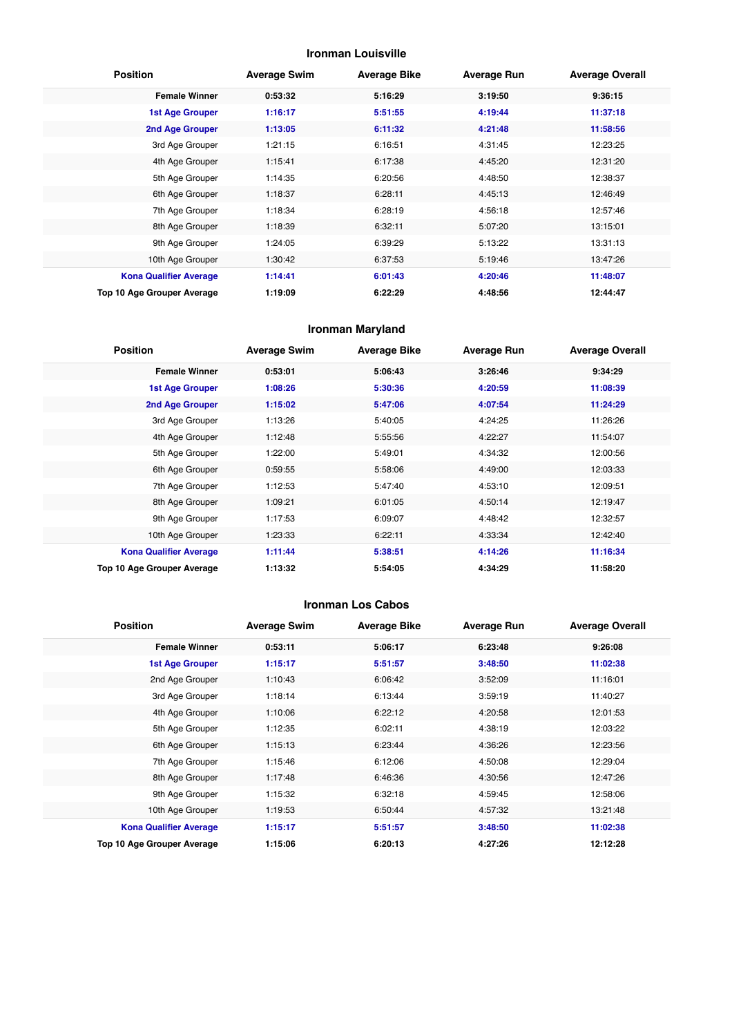### Ironman Louisville

| Position | Average Swim | Average Bike | Average Run | Average Overall |
|---|---|---|---|---|
| **Female Winner** | **0:53:32** | **5:16:29** | **3:19:50** | **9:36:15** |
| **1st Age Grouper** | **1:16:17** | **5:51:55** | **4:19:44** | **11:37:18** |
| **2nd Age Grouper** | **1:13:05** | **6:11:32** | **4:21:48** | **11:58:56** |
| 3rd Age Grouper | 1:21:15 | 6:16:51 | 4:31:45 | 12:23:25 |
| 4th Age Grouper | 1:15:41 | 6:17:38 | 4:45:20 | 12:31:20 |
| 5th Age Grouper | 1:14:35 | 6:20:56 | 4:48:50 | 12:38:37 |
| 6th Age Grouper | 1:18:37 | 6:28:11 | 4:45:13 | 12:46:49 |
| 7th Age Grouper | 1:18:34 | 6:28:19 | 4:56:18 | 12:57:46 |
| 8th Age Grouper | 1:18:39 | 6:32:11 | 5:07:20 | 13:15:01 |
| 9th Age Grouper | 1:24:05 | 6:39:29 | 5:13:22 | 13:31:13 |
| 10th Age Grouper | 1:30:42 | 6:37:53 | 5:19:46 | 13:47:26 |
| **Kona Qualifier Average** | **1:14:41** | **6:01:43** | **4:20:46** | **11:48:07** |
| **Top 10 Age Grouper Average** | **1:19:09** | **6:22:29** | **4:48:56** | **12:44:47** |

### Ironman Maryland

| Position | Average Swim | Average Bike | Average Run | Average Overall |
|---|---|---|---|---|
| **Female Winner** | **0:53:01** | **5:06:43** | **3:26:46** | **9:34:29** |
| **1st Age Grouper** | **1:08:26** | **5:30:36** | **4:20:59** | **11:08:39** |
| **2nd Age Grouper** | **1:15:02** | **5:47:06** | **4:07:54** | **11:24:29** |
| 3rd Age Grouper | 1:13:26 | 5:40:05 | 4:24:25 | 11:26:26 |
| 4th Age Grouper | 1:12:48 | 5:55:56 | 4:22:27 | 11:54:07 |
| 5th Age Grouper | 1:22:00 | 5:49:01 | 4:34:32 | 12:00:56 |
| 6th Age Grouper | 0:59:55 | 5:58:06 | 4:49:00 | 12:03:33 |
| 7th Age Grouper | 1:12:53 | 5:47:40 | 4:53:10 | 12:09:51 |
| 8th Age Grouper | 1:09:21 | 6:01:05 | 4:50:14 | 12:19:47 |
| 9th Age Grouper | 1:17:53 | 6:09:07 | 4:48:42 | 12:32:57 |
| 10th Age Grouper | 1:23:33 | 6:22:11 | 4:33:34 | 12:42:40 |
| **Kona Qualifier Average** | **1:11:44** | **5:38:51** | **4:14:26** | **11:16:34** |
| **Top 10 Age Grouper Average** | **1:13:32** | **5:54:05** | **4:34:29** | **11:58:20** |

### Ironman Los Cabos

| Position | Average Swim | Average Bike | Average Run | Average Overall |
|---|---|---|---|---|
| **Female Winner** | **0:53:11** | **5:06:17** | **6:23:48** | **9:26:08** |
| **1st Age Grouper** | **1:15:17** | **5:51:57** | **3:48:50** | **11:02:38** |
| 2nd Age Grouper | 1:10:43 | 6:06:42 | 3:52:09 | 11:16:01 |
| 3rd Age Grouper | 1:18:14 | 6:13:44 | 3:59:19 | 11:40:27 |
| 4th Age Grouper | 1:10:06 | 6:22:12 | 4:20:58 | 12:01:53 |
| 5th Age Grouper | 1:12:35 | 6:02:11 | 4:38:19 | 12:03:22 |
| 6th Age Grouper | 1:15:13 | 6:23:44 | 4:36:26 | 12:23:56 |
| 7th Age Grouper | 1:15:46 | 6:12:06 | 4:50:08 | 12:29:04 |
| 8th Age Grouper | 1:17:48 | 6:46:36 | 4:30:56 | 12:47:26 |
| 9th Age Grouper | 1:15:32 | 6:32:18 | 4:59:45 | 12:58:06 |
| 10th Age Grouper | 1:19:53 | 6:50:44 | 4:57:32 | 13:21:48 |
| **Kona Qualifier Average** | **1:15:17** | **5:51:57** | **3:48:50** | **11:02:38** |
| **Top 10 Age Grouper Average** | **1:15:06** | **6:20:13** | **4:27:26** | **12:12:28** |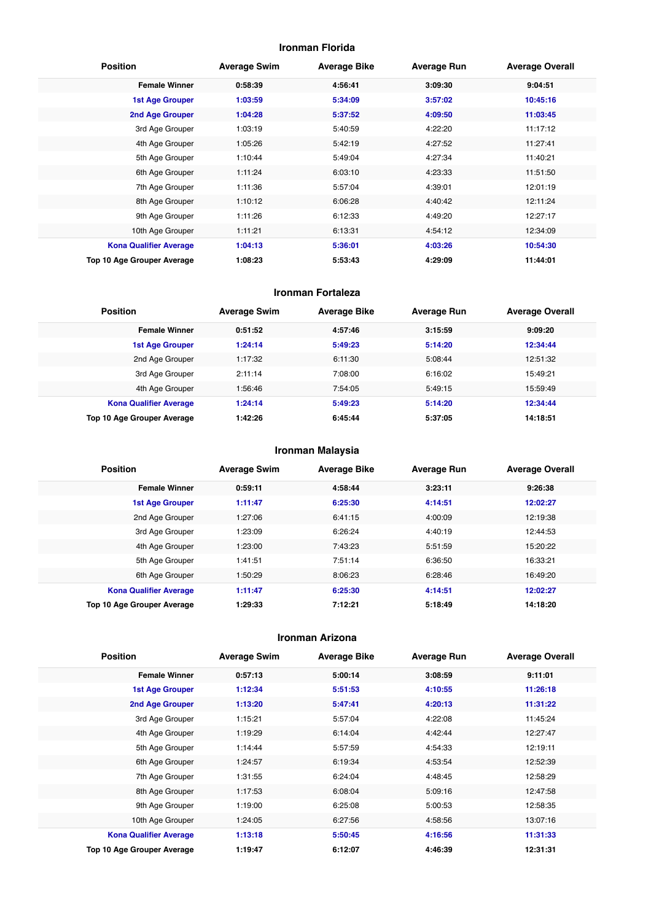### Ironman Florida

| Position | Average Swim | Average Bike | Average Run | Average Overall |
|---|---|---|---|---|
| **Female Winner** | **0:58:39** | **4:56:41** | **3:09:30** | **9:04:51** |
| **1st Age Grouper** | **1:03:59** | **5:34:09** | **3:57:02** | **10:45:16** |
| **2nd Age Grouper** | **1:04:28** | **5:37:52** | **4:09:50** | **11:03:45** |
| 3rd Age Grouper | 1:03:19 | 5:40:59 | 4:22:20 | 11:17:12 |
| 4th Age Grouper | 1:05:26 | 5:42:19 | 4:27:52 | 11:27:41 |
| 5th Age Grouper | 1:10:44 | 5:49:04 | 4:27:34 | 11:40:21 |
| 6th Age Grouper | 1:11:24 | 6:03:10 | 4:23:33 | 11:51:50 |
| 7th Age Grouper | 1:11:36 | 5:57:04 | 4:39:01 | 12:01:19 |
| 8th Age Grouper | 1:10:12 | 6:06:28 | 4:40:42 | 12:11:24 |
| 9th Age Grouper | 1:11:26 | 6:12:33 | 4:49:20 | 12:27:17 |
| 10th Age Grouper | 1:11:21 | 6:13:31 | 4:54:12 | 12:34:09 |
| **Kona Qualifier Average** | **1:04:13** | **5:36:01** | **4:03:26** | **10:54:30** |
| **Top 10 Age Grouper Average** | **1:08:23** | **5:53:43** | **4:29:09** | **11:44:01** |

### Ironman Fortaleza

| Position | Average Swim | Average Bike | Average Run | Average Overall |
|---|---|---|---|---|
| **Female Winner** | **0:51:52** | **4:57:46** | **3:15:59** | **9:09:20** |
| **1st Age Grouper** | **1:24:14** | **5:49:23** | **5:14:20** | **12:34:44** |
| 2nd Age Grouper | 1:17:32 | 6:11:30 | 5:08:44 | 12:51:32 |
| 3rd Age Grouper | 2:11:14 | 7:08:00 | 6:16:02 | 15:49:21 |
| 4th Age Grouper | 1:56:46 | 7:54:05 | 5:49:15 | 15:59:49 |
| **Kona Qualifier Average** | **1:24:14** | **5:49:23** | **5:14:20** | **12:34:44** |
| **Top 10 Age Grouper Average** | **1:42:26** | **6:45:44** | **5:37:05** | **14:18:51** |

### Ironman Malaysia

| Position | Average Swim | Average Bike | Average Run | Average Overall |
|---|---|---|---|---|
| **Female Winner** | **0:59:11** | **4:58:44** | **3:23:11** | **9:26:38** |
| **1st Age Grouper** | **1:11:47** | **6:25:30** | **4:14:51** | **12:02:27** |
| 2nd Age Grouper | 1:27:06 | 6:41:15 | 4:00:09 | 12:19:38 |
| 3rd Age Grouper | 1:23:09 | 6:26:24 | 4:40:19 | 12:44:53 |
| 4th Age Grouper | 1:23:00 | 7:43:23 | 5:51:59 | 15:20:22 |
| 5th Age Grouper | 1:41:51 | 7:51:14 | 6:36:50 | 16:33:21 |
| 6th Age Grouper | 1:50:29 | 8:06:23 | 6:28:46 | 16:49:20 |
| **Kona Qualifier Average** | **1:11:47** | **6:25:30** | **4:14:51** | **12:02:27** |
| **Top 10 Age Grouper Average** | **1:29:33** | **7:12:21** | **5:18:49** | **14:18:20** |

### Ironman Arizona

| Position | Average Swim | Average Bike | Average Run | Average Overall |
|---|---|---|---|---|
| **Female Winner** | **0:57:13** | **5:00:14** | **3:08:59** | **9:11:01** |
| **1st Age Grouper** | **1:12:34** | **5:51:53** | **4:10:55** | **11:26:18** |
| **2nd Age Grouper** | **1:13:20** | **5:47:41** | **4:20:13** | **11:31:22** |
| 3rd Age Grouper | 1:15:21 | 5:57:04 | 4:22:08 | 11:45:24 |
| 4th Age Grouper | 1:19:29 | 6:14:04 | 4:42:44 | 12:27:47 |
| 5th Age Grouper | 1:14:44 | 5:57:59 | 4:54:33 | 12:19:11 |
| 6th Age Grouper | 1:24:57 | 6:19:34 | 4:53:54 | 12:52:39 |
| 7th Age Grouper | 1:31:55 | 6:24:04 | 4:48:45 | 12:58:29 |
| 8th Age Grouper | 1:17:53 | 6:08:04 | 5:09:16 | 12:47:58 |
| 9th Age Grouper | 1:19:00 | 6:25:08 | 5:00:53 | 12:58:35 |
| 10th Age Grouper | 1:24:05 | 6:27:56 | 4:58:56 | 13:07:16 |
| **Kona Qualifier Average** | **1:13:18** | **5:50:45** | **4:16:56** | **11:31:33** |
| **Top 10 Age Grouper Average** | **1:19:47** | **6:12:07** | **4:46:39** | **12:31:31** |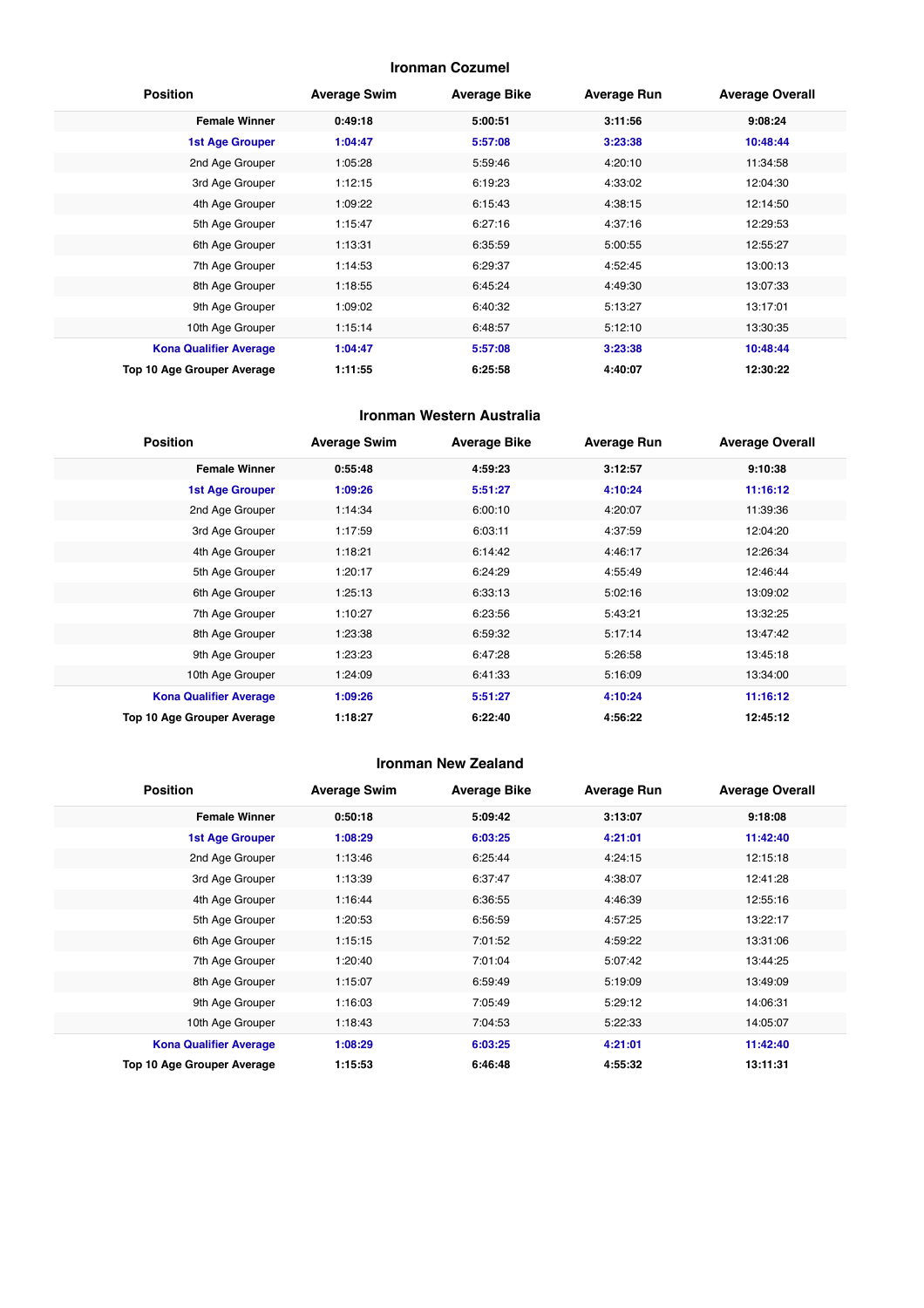### Ironman Cozumel

| Position | Average Swim | Average Bike | Average Run | Average Overall |
|---|---|---|---|---|
| **Female Winner** | **0:49:18** | **5:00:51** | **3:11:56** | **9:08:24** |
| **1st Age Grouper** | **1:04:47** | **5:57:08** | **3:23:38** | **10:48:44** |
| 2nd Age Grouper | 1:05:28 | 5:59:46 | 4:20:10 | 11:34:58 |
| 3rd Age Grouper | 1:12:15 | 6:19:23 | 4:33:02 | 12:04:30 |
| 4th Age Grouper | 1:09:22 | 6:15:43 | 4:38:15 | 12:14:50 |
| 5th Age Grouper | 1:15:47 | 6:27:16 | 4:37:16 | 12:29:53 |
| 6th Age Grouper | 1:13:31 | 6:35:59 | 5:00:55 | 12:55:27 |
| 7th Age Grouper | 1:14:53 | 6:29:37 | 4:52:45 | 13:00:13 |
| 8th Age Grouper | 1:18:55 | 6:45:24 | 4:49:30 | 13:07:33 |
| 9th Age Grouper | 1:09:02 | 6:40:32 | 5:13:27 | 13:17:01 |
| 10th Age Grouper | 1:15:14 | 6:48:57 | 5:12:10 | 13:30:35 |
| **Kona Qualifier Average** | **1:04:47** | **5:57:08** | **3:23:38** | **10:48:44** |
| **Top 10 Age Grouper Average** | **1:11:55** | **6:25:58** | **4:40:07** | **12:30:22** |

### Ironman Western Australia

| Position | Average Swim | Average Bike | Average Run | Average Overall |
|---|---|---|---|---|
| **Female Winner** | **0:55:48** | **4:59:23** | **3:12:57** | **9:10:38** |
| **1st Age Grouper** | **1:09:26** | **5:51:27** | **4:10:24** | **11:16:12** |
| 2nd Age Grouper | 1:14:34 | 6:00:10 | 4:20:07 | 11:39:36 |
| 3rd Age Grouper | 1:17:59 | 6:03:11 | 4:37:59 | 12:04:20 |
| 4th Age Grouper | 1:18:21 | 6:14:42 | 4:46:17 | 12:26:34 |
| 5th Age Grouper | 1:20:17 | 6:24:29 | 4:55:49 | 12:46:44 |
| 6th Age Grouper | 1:25:13 | 6:33:13 | 5:02:16 | 13:09:02 |
| 7th Age Grouper | 1:10:27 | 6:23:56 | 5:43:21 | 13:32:25 |
| 8th Age Grouper | 1:23:38 | 6:59:32 | 5:17:14 | 13:47:42 |
| 9th Age Grouper | 1:23:23 | 6:47:28 | 5:26:58 | 13:45:18 |
| 10th Age Grouper | 1:24:09 | 6:41:33 | 5:16:09 | 13:34:00 |
| **Kona Qualifier Average** | **1:09:26** | **5:51:27** | **4:10:24** | **11:16:12** |
| **Top 10 Age Grouper Average** | **1:18:27** | **6:22:40** | **4:56:22** | **12:45:12** |

### Ironman New Zealand

| Position | Average Swim | Average Bike | Average Run | Average Overall |
|---|---|---|---|---|
| **Female Winner** | **0:50:18** | **5:09:42** | **3:13:07** | **9:18:08** |
| **1st Age Grouper** | **1:08:29** | **6:03:25** | **4:21:01** | **11:42:40** |
| 2nd Age Grouper | 1:13:46 | 6:25:44 | 4:24:15 | 12:15:18 |
| 3rd Age Grouper | 1:13:39 | 6:37:47 | 4:38:07 | 12:41:28 |
| 4th Age Grouper | 1:16:44 | 6:36:55 | 4:46:39 | 12:55:16 |
| 5th Age Grouper | 1:20:53 | 6:56:59 | 4:57:25 | 13:22:17 |
| 6th Age Grouper | 1:15:15 | 7:01:52 | 4:59:22 | 13:31:06 |
| 7th Age Grouper | 1:20:40 | 7:01:04 | 5:07:42 | 13:44:25 |
| 8th Age Grouper | 1:15:07 | 6:59:49 | 5:19:09 | 13:49:09 |
| 9th Age Grouper | 1:16:03 | 7:05:49 | 5:29:12 | 14:06:31 |
| 10th Age Grouper | 1:18:43 | 7:04:53 | 5:22:33 | 14:05:07 |
| **Kona Qualifier Average** | **1:08:29** | **6:03:25** | **4:21:01** | **11:42:40** |
| **Top 10 Age Grouper Average** | **1:15:53** | **6:46:48** | **4:55:32** | **13:11:31** |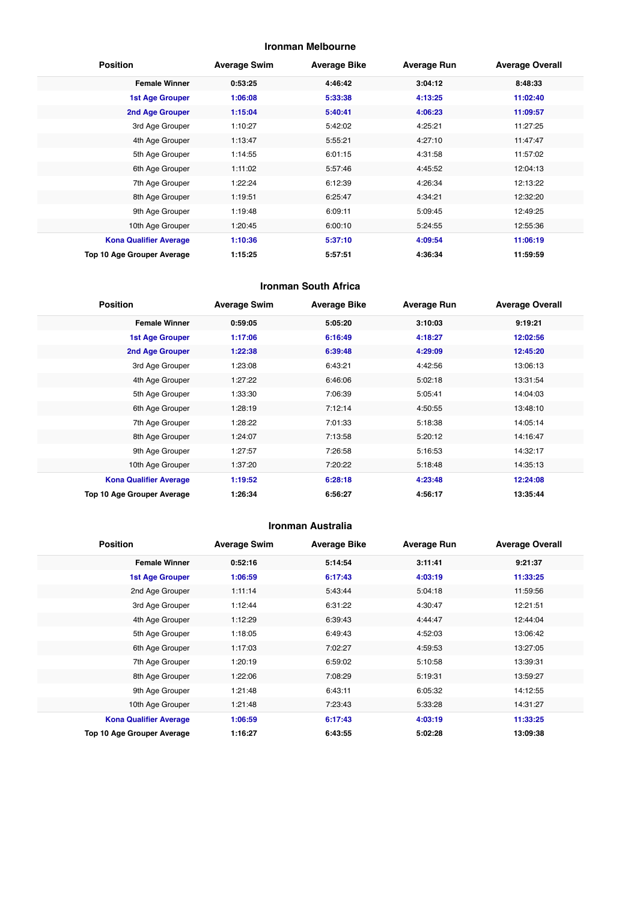## Ironman Melbourne

| Position | Average Swim | Average Bike | Average Run | Average Overall |
|---|---|---|---|---|
| **Female Winner** | **0:53:25** | **4:46:42** | **3:04:12** | **8:48:33** |
| **1st Age Grouper** | **1:06:08** | **5:33:38** | **4:13:25** | **11:02:40** |
| **2nd Age Grouper** | **1:15:04** | **5:40:41** | **4:06:23** | **11:09:57** |
| 3rd Age Grouper | 1:10:27 | 5:42:02 | 4:25:21 | 11:27:25 |
| 4th Age Grouper | 1:13:47 | 5:55:21 | 4:27:10 | 11:47:47 |
| 5th Age Grouper | 1:14:55 | 6:01:15 | 4:31:58 | 11:57:02 |
| 6th Age Grouper | 1:11:02 | 5:57:46 | 4:45:52 | 12:04:13 |
| 7th Age Grouper | 1:22:24 | 6:12:39 | 4:26:34 | 12:13:22 |
| 8th Age Grouper | 1:19:51 | 6:25:47 | 4:34:21 | 12:32:20 |
| 9th Age Grouper | 1:19:48 | 6:09:11 | 5:09:45 | 12:49:25 |
| 10th Age Grouper | 1:20:45 | 6:00:10 | 5:24:55 | 12:55:36 |
| **Kona Qualifier Average** | **1:10:36** | **5:37:10** | **4:09:54** | **11:06:19** |
| **Top 10 Age Grouper Average** | **1:15:25** | **5:57:51** | **4:36:34** | **11:59:59** |

## Ironman South Africa

| Position | Average Swim | Average Bike | Average Run | Average Overall |
|---|---|---|---|---|
| **Female Winner** | **0:59:05** | **5:05:20** | **3:10:03** | **9:19:21** |
| **1st Age Grouper** | **1:17:06** | **6:16:49** | **4:18:27** | **12:02:56** |
| **2nd Age Grouper** | **1:22:38** | **6:39:48** | **4:29:09** | **12:45:20** |
| 3rd Age Grouper | 1:23:08 | 6:43:21 | 4:42:56 | 13:06:13 |
| 4th Age Grouper | 1:27:22 | 6:46:06 | 5:02:18 | 13:31:54 |
| 5th Age Grouper | 1:33:30 | 7:06:39 | 5:05:41 | 14:04:03 |
| 6th Age Grouper | 1:28:19 | 7:12:14 | 4:50:55 | 13:48:10 |
| 7th Age Grouper | 1:28:22 | 7:01:33 | 5:18:38 | 14:05:14 |
| 8th Age Grouper | 1:24:07 | 7:13:58 | 5:20:12 | 14:16:47 |
| 9th Age Grouper | 1:27:57 | 7:26:58 | 5:16:53 | 14:32:17 |
| 10th Age Grouper | 1:37:20 | 7:20:22 | 5:18:48 | 14:35:13 |
| **Kona Qualifier Average** | **1:19:52** | **6:28:18** | **4:23:48** | **12:24:08** |
| **Top 10 Age Grouper Average** | **1:26:34** | **6:56:27** | **4:56:17** | **13:35:44** |

## Ironman Australia

| Position | Average Swim | Average Bike | Average Run | Average Overall |
|---|---|---|---|---|
| **Female Winner** | **0:52:16** | **5:14:54** | **3:11:41** | **9:21:37** |
| **1st Age Grouper** | **1:06:59** | **6:17:43** | **4:03:19** | **11:33:25** |
| 2nd Age Grouper | 1:11:14 | 5:43:44 | 5:04:18 | 11:59:56 |
| 3rd Age Grouper | 1:12:44 | 6:31:22 | 4:30:47 | 12:21:51 |
| 4th Age Grouper | 1:12:29 | 6:39:43 | 4:44:47 | 12:44:04 |
| 5th Age Grouper | 1:18:05 | 6:49:43 | 4:52:03 | 13:06:42 |
| 6th Age Grouper | 1:17:03 | 7:02:27 | 4:59:53 | 13:27:05 |
| 7th Age Grouper | 1:20:19 | 6:59:02 | 5:10:58 | 13:39:31 |
| 8th Age Grouper | 1:22:06 | 7:08:29 | 5:19:31 | 13:59:27 |
| 9th Age Grouper | 1:21:48 | 6:43:11 | 6:05:32 | 14:12:55 |
| 10th Age Grouper | 1:21:48 | 7:23:43 | 5:33:28 | 14:31:27 |
| **Kona Qualifier Average** | **1:06:59** | **6:17:43** | **4:03:19** | **11:33:25** |
| **Top 10 Age Grouper Average** | **1:16:27** | **6:43:55** | **5:02:28** | **13:09:38** |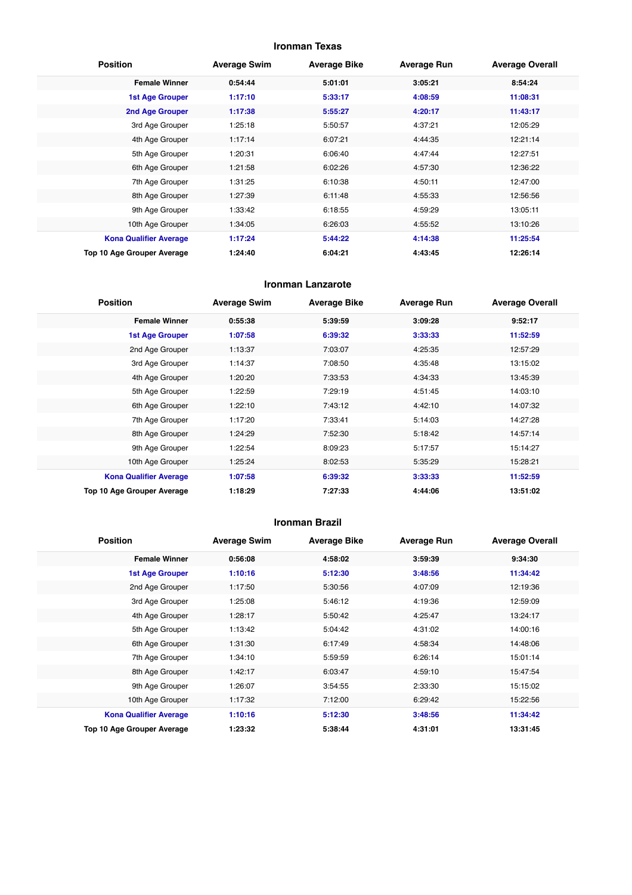## Ironman Texas

| Position | Average Swim | Average Bike | Average Run | Average Overall |
|---|---|---|---|---|
| **Female Winner** | **0:54:44** | **5:01:01** | **3:05:21** | **8:54:24** |
| **1st Age Grouper** | **1:17:10** | **5:33:17** | **4:08:59** | **11:08:31** |
| **2nd Age Grouper** | **1:17:38** | **5:55:27** | **4:20:17** | **11:43:17** |
| 3rd Age Grouper | 1:25:18 | 5:50:57 | 4:37:21 | 12:05:29 |
| 4th Age Grouper | 1:17:14 | 6:07:21 | 4:44:35 | 12:21:14 |
| 5th Age Grouper | 1:20:31 | 6:06:40 | 4:47:44 | 12:27:51 |
| 6th Age Grouper | 1:21:58 | 6:02:26 | 4:57:30 | 12:36:22 |
| 7th Age Grouper | 1:31:25 | 6:10:38 | 4:50:11 | 12:47:00 |
| 8th Age Grouper | 1:27:39 | 6:11:48 | 4:55:33 | 12:56:56 |
| 9th Age Grouper | 1:33:42 | 6:18:55 | 4:59:29 | 13:05:11 |
| 10th Age Grouper | 1:34:05 | 6:26:03 | 4:55:52 | 13:10:26 |
| **Kona Qualifier Average** | **1:17:24** | **5:44:22** | **4:14:38** | **11:25:54** |
| **Top 10 Age Grouper Average** | **1:24:40** | **6:04:21** | **4:43:45** | **12:26:14** |

## Ironman Lanzarote

| Position | Average Swim | Average Bike | Average Run | Average Overall |
|---|---|---|---|---|
| **Female Winner** | **0:55:38** | **5:39:59** | **3:09:28** | **9:52:17** |
| **1st Age Grouper** | **1:07:58** | **6:39:32** | **3:33:33** | **11:52:59** |
| 2nd Age Grouper | 1:13:37 | 7:03:07 | 4:25:35 | 12:57:29 |
| 3rd Age Grouper | 1:14:37 | 7:08:50 | 4:35:48 | 13:15:02 |
| 4th Age Grouper | 1:20:20 | 7:33:53 | 4:34:33 | 13:45:39 |
| 5th Age Grouper | 1:22:59 | 7:29:19 | 4:51:45 | 14:03:10 |
| 6th Age Grouper | 1:22:10 | 7:43:12 | 4:42:10 | 14:07:32 |
| 7th Age Grouper | 1:17:20 | 7:33:41 | 5:14:03 | 14:27:28 |
| 8th Age Grouper | 1:24:29 | 7:52:30 | 5:18:42 | 14:57:14 |
| 9th Age Grouper | 1:22:54 | 8:09:23 | 5:17:57 | 15:14:27 |
| 10th Age Grouper | 1:25:24 | 8:02:53 | 5:35:29 | 15:28:21 |
| **Kona Qualifier Average** | **1:07:58** | **6:39:32** | **3:33:33** | **11:52:59** |
| **Top 10 Age Grouper Average** | **1:18:29** | **7:27:33** | **4:44:06** | **13:51:02** |

## Ironman Brazil

| Position | Average Swim | Average Bike | Average Run | Average Overall |
|---|---|---|---|---|
| **Female Winner** | **0:56:08** | **4:58:02** | **3:59:39** | **9:34:30** |
| **1st Age Grouper** | **1:10:16** | **5:12:30** | **3:48:56** | **11:34:42** |
| 2nd Age Grouper | 1:17:50 | 5:30:56 | 4:07:09 | 12:19:36 |
| 3rd Age Grouper | 1:25:08 | 5:46:12 | 4:19:36 | 12:59:09 |
| 4th Age Grouper | 1:28:17 | 5:50:42 | 4:25:47 | 13:24:17 |
| 5th Age Grouper | 1:13:42 | 5:04:42 | 4:31:02 | 14:00:16 |
| 6th Age Grouper | 1:31:30 | 6:17:49 | 4:58:34 | 14:48:06 |
| 7th Age Grouper | 1:34:10 | 5:59:59 | 6:26:14 | 15:01:14 |
| 8th Age Grouper | 1:42:17 | 6:03:47 | 4:59:10 | 15:47:54 |
| 9th Age Grouper | 1:26:07 | 3:54:55 | 2:33:30 | 15:15:02 |
| 10th Age Grouper | 1:17:32 | 7:12:00 | 6:29:42 | 15:22:56 |
| **Kona Qualifier Average** | **1:10:16** | **5:12:30** | **3:48:56** | **11:34:42** |
| **Top 10 Age Grouper Average** | **1:23:32** | **5:38:44** | **4:31:01** | **13:31:45** |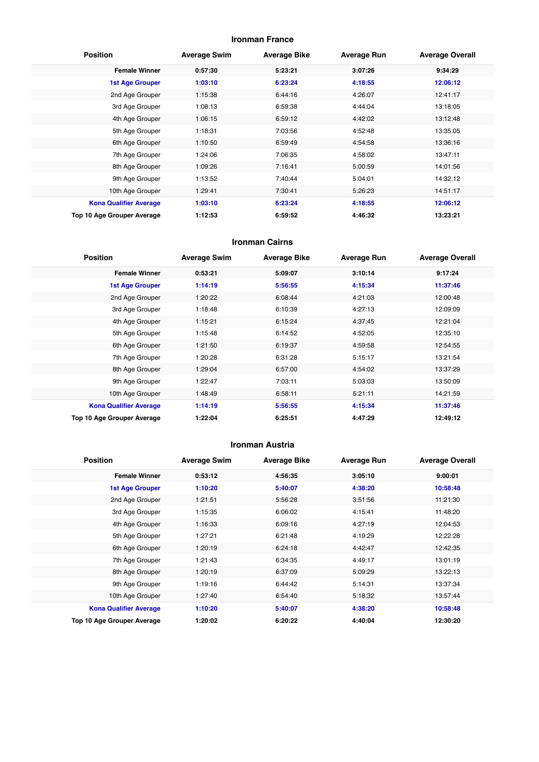## Ironman France

| Position | Average Swim | Average Bike | Average Run | Average Overall |
|---|---|---|---|---|
| **Female Winner** | **0:57:30** | **5:23:21** | **3:07:26** | **9:34:29** |
| **1st Age Grouper** | **1:03:10** | **6:23:24** | **4:18:55** | **12:06:12** |
| 2nd Age Grouper | 1:15:38 | 6:44:16 | 4:26:07 | 12:41:17 |
| 3rd Age Grouper | 1:08:13 | 6:59:38 | 4:44:04 | 13:18:05 |
| 4th Age Grouper | 1:06:15 | 6:59:12 | 4:42:02 | 13:12:48 |
| 5th Age Grouper | 1:18:31 | 7:03:56 | 4:52:48 | 13:35:05 |
| 6th Age Grouper | 1:10:50 | 6:59:49 | 4:54:58 | 13:36:16 |
| 7th Age Grouper | 1:24:06 | 7:06:35 | 4:58:02 | 13:47:11 |
| 8th Age Grouper | 1:09:26 | 7:16:41 | 5:00:59 | 14:01:56 |
| 9th Age Grouper | 1:13:52 | 7:40:44 | 5:04:01 | 14:32:12 |
| 10th Age Grouper | 1:29:41 | 7:30:41 | 5:26:23 | 14:51:17 |
| **Kona Qualifier Average** | **1:03:10** | **6:23:24** | **4:18:55** | **12:06:12** |
| **Top 10 Age Grouper Average** | **1:12:53** | **6:59:52** | **4:46:32** | **13:23:21** |

## Ironman Cairns

| Position | Average Swim | Average Bike | Average Run | Average Overall |
|---|---|---|---|---|
| **Female Winner** | **0:53:21** | **5:09:07** | **3:10:14** | **9:17:24** |
| **1st Age Grouper** | **1:14:19** | **5:56:55** | **4:15:34** | **11:37:46** |
| 2nd Age Grouper | 1:20:22 | 6:08:44 | 4:21:03 | 12:00:48 |
| 3rd Age Grouper | 1:18:48 | 6:10:39 | 4:27:13 | 12:09:09 |
| 4th Age Grouper | 1:15:21 | 6:15:24 | 4:37:45 | 12:21:04 |
| 5th Age Grouper | 1:15:48 | 6:14:52 | 4:52:05 | 12:35:10 |
| 6th Age Grouper | 1:21:50 | 6:19:37 | 4:59:58 | 12:54:55 |
| 7th Age Grouper | 1:20:28 | 6:31:28 | 5:15:17 | 13:21:54 |
| 8th Age Grouper | 1:29:04 | 6:57:00 | 4:54:02 | 13:37:29 |
| 9th Age Grouper | 1:22:47 | 7:03:11 | 5:03:03 | 13:50:09 |
| 10th Age Grouper | 1:48:49 | 6:58:11 | 5:21:11 | 14:21:59 |
| **Kona Qualifier Average** | **1:14:19** | **5:56:55** | **4:15:34** | **11:37:46** |
| **Top 10 Age Grouper Average** | **1:22:04** | **6:25:51** | **4:47:29** | **12:49:12** |

## Ironman Austria

| Position | Average Swim | Average Bike | Average Run | Average Overall |
|---|---|---|---|---|
| **Female Winner** | **0:53:12** | **4:56:35** | **3:05:10** | **9:00:01** |
| **1st Age Grouper** | **1:10:20** | **5:40:07** | **4:38:20** | **10:58:48** |
| 2nd Age Grouper | 1:21:51 | 5:56:28 | 3:51:56 | 11:21:30 |
| 3rd Age Grouper | 1:15:35 | 6:06:02 | 4:15:41 | 11:48:20 |
| 4th Age Grouper | 1:16:33 | 6:09:16 | 4:27:19 | 12:04:53 |
| 5th Age Grouper | 1:27:21 | 6:21:48 | 4:19:29 | 12:22:28 |
| 6th Age Grouper | 1:20:19 | 6:24:18 | 4:42:47 | 12:42:35 |
| 7th Age Grouper | 1:21:43 | 6:34:35 | 4:49:17 | 13:01:19 |
| 8th Age Grouper | 1:20:19 | 6:37:09 | 5:09:29 | 13:22:13 |
| 9th Age Grouper | 1:19:16 | 6:44:42 | 5:14:31 | 13:37:34 |
| 10th Age Grouper | 1:27:40 | 6:54:40 | 5:18:32 | 13:57:44 |
| **Kona Qualifier Average** | **1:10:20** | **5:40:07** | **4:38:20** | **10:58:48** |
| **Top 10 Age Grouper Average** | **1:20:02** | **6:20:22** | **4:40:04** | **12:30:20** |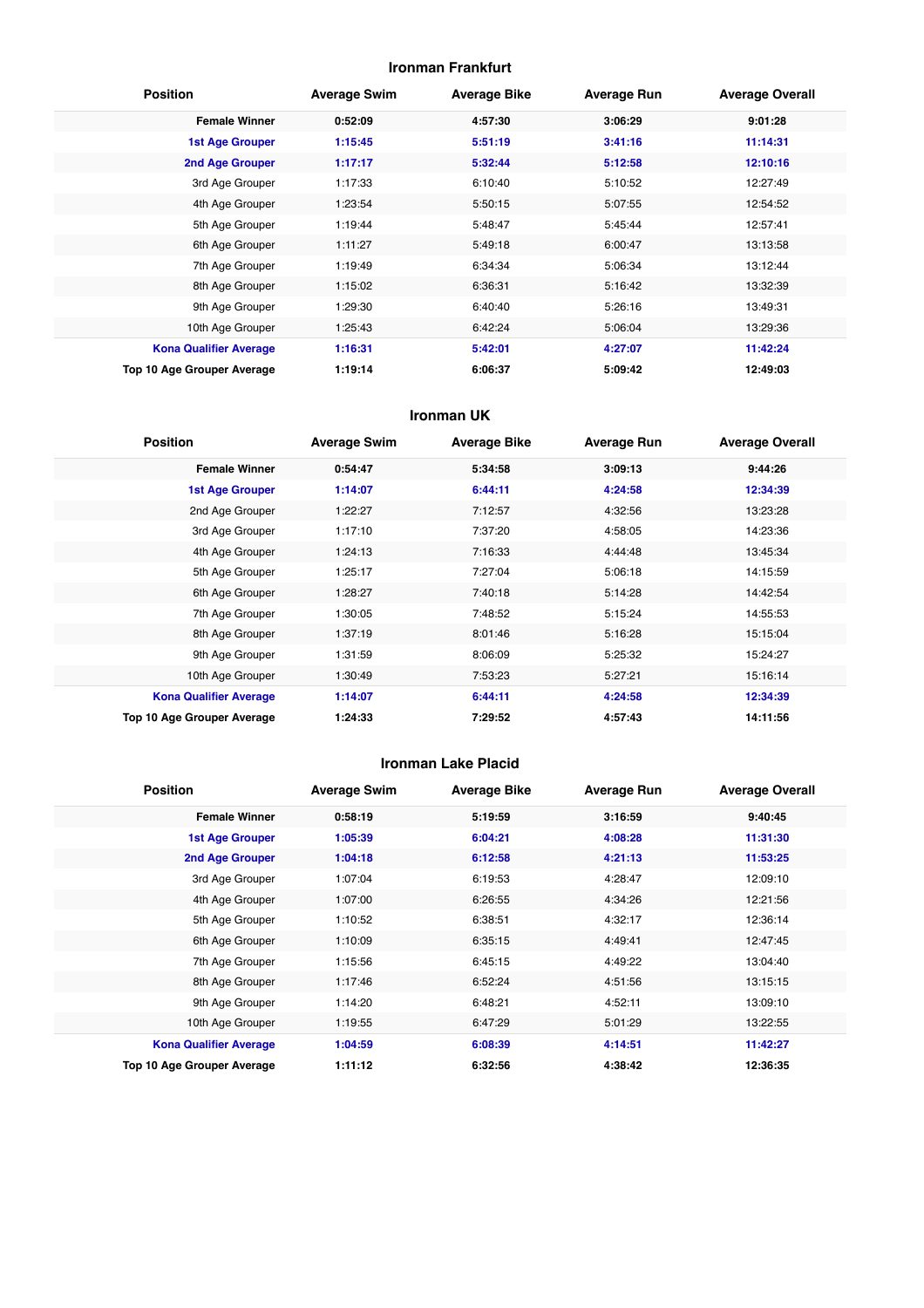## Ironman Frankfurt

| Position | Average Swim | Average Bike | Average Run | Average Overall |
|---|---|---|---|---|
| **Female Winner** | **0:52:09** | **4:57:30** | **3:06:29** | **9:01:28** |
| **1st Age Grouper** | **1:15:45** | **5:51:19** | **3:41:16** | **11:14:31** |
| **2nd Age Grouper** | **1:17:17** | **5:32:44** | **5:12:58** | **12:10:16** |
| 3rd Age Grouper | 1:17:33 | 6:10:40 | 5:10:52 | 12:27:49 |
| 4th Age Grouper | 1:23:54 | 5:50:15 | 5:07:55 | 12:54:52 |
| 5th Age Grouper | 1:19:44 | 5:48:47 | 5:45:44 | 12:57:41 |
| 6th Age Grouper | 1:11:27 | 5:49:18 | 6:00:47 | 13:13:58 |
| 7th Age Grouper | 1:19:49 | 6:34:34 | 5:06:34 | 13:12:44 |
| 8th Age Grouper | 1:15:02 | 6:36:31 | 5:16:42 | 13:32:39 |
| 9th Age Grouper | 1:29:30 | 6:40:40 | 5:26:16 | 13:49:31 |
| 10th Age Grouper | 1:25:43 | 6:42:24 | 5:06:04 | 13:29:36 |
| **Kona Qualifier Average** | **1:16:31** | **5:42:01** | **4:27:07** | **11:42:24** |
| **Top 10 Age Grouper Average** | **1:19:14** | **6:06:37** | **5:09:42** | **12:49:03** |

## Ironman UK

| Position | Average Swim | Average Bike | Average Run | Average Overall |
|---|---|---|---|---|
| **Female Winner** | **0:54:47** | **5:34:58** | **3:09:13** | **9:44:26** |
| **1st Age Grouper** | **1:14:07** | **6:44:11** | **4:24:58** | **12:34:39** |
| 2nd Age Grouper | 1:22:27 | 7:12:57 | 4:32:56 | 13:23:28 |
| 3rd Age Grouper | 1:17:10 | 7:37:20 | 4:58:05 | 14:23:36 |
| 4th Age Grouper | 1:24:13 | 7:16:33 | 4:44:48 | 13:45:34 |
| 5th Age Grouper | 1:25:17 | 7:27:04 | 5:06:18 | 14:15:59 |
| 6th Age Grouper | 1:28:27 | 7:40:18 | 5:14:28 | 14:42:54 |
| 7th Age Grouper | 1:30:05 | 7:48:52 | 5:15:24 | 14:55:53 |
| 8th Age Grouper | 1:37:19 | 8:01:46 | 5:16:28 | 15:15:04 |
| 9th Age Grouper | 1:31:59 | 8:06:09 | 5:25:32 | 15:24:27 |
| 10th Age Grouper | 1:30:49 | 7:53:23 | 5:27:21 | 15:16:14 |
| **Kona Qualifier Average** | **1:14:07** | **6:44:11** | **4:24:58** | **12:34:39** |
| **Top 10 Age Grouper Average** | **1:24:33** | **7:29:52** | **4:57:43** | **14:11:56** |

## Ironman Lake Placid

| Position | Average Swim | Average Bike | Average Run | Average Overall |
|---|---|---|---|---|
| **Female Winner** | **0:58:19** | **5:19:59** | **3:16:59** | **9:40:45** |
| **1st Age Grouper** | **1:05:39** | **6:04:21** | **4:08:28** | **11:31:30** |
| **2nd Age Grouper** | **1:04:18** | **6:12:58** | **4:21:13** | **11:53:25** |
| 3rd Age Grouper | 1:07:04 | 6:19:53 | 4:28:47 | 12:09:10 |
| 4th Age Grouper | 1:07:00 | 6:26:55 | 4:34:26 | 12:21:56 |
| 5th Age Grouper | 1:10:52 | 6:38:51 | 4:32:17 | 12:36:14 |
| 6th Age Grouper | 1:10:09 | 6:35:15 | 4:49:41 | 12:47:45 |
| 7th Age Grouper | 1:15:56 | 6:45:15 | 4:49:22 | 13:04:40 |
| 8th Age Grouper | 1:17:46 | 6:52:24 | 4:51:56 | 13:15:15 |
| 9th Age Grouper | 1:14:20 | 6:48:21 | 4:52:11 | 13:09:10 |
| 10th Age Grouper | 1:19:55 | 6:47:29 | 5:01:29 | 13:22:55 |
| **Kona Qualifier Average** | **1:04:59** | **6:08:39** | **4:14:51** | **11:42:27** |
| **Top 10 Age Grouper Average** | **1:11:12** | **6:32:56** | **4:38:42** | **12:36:35** |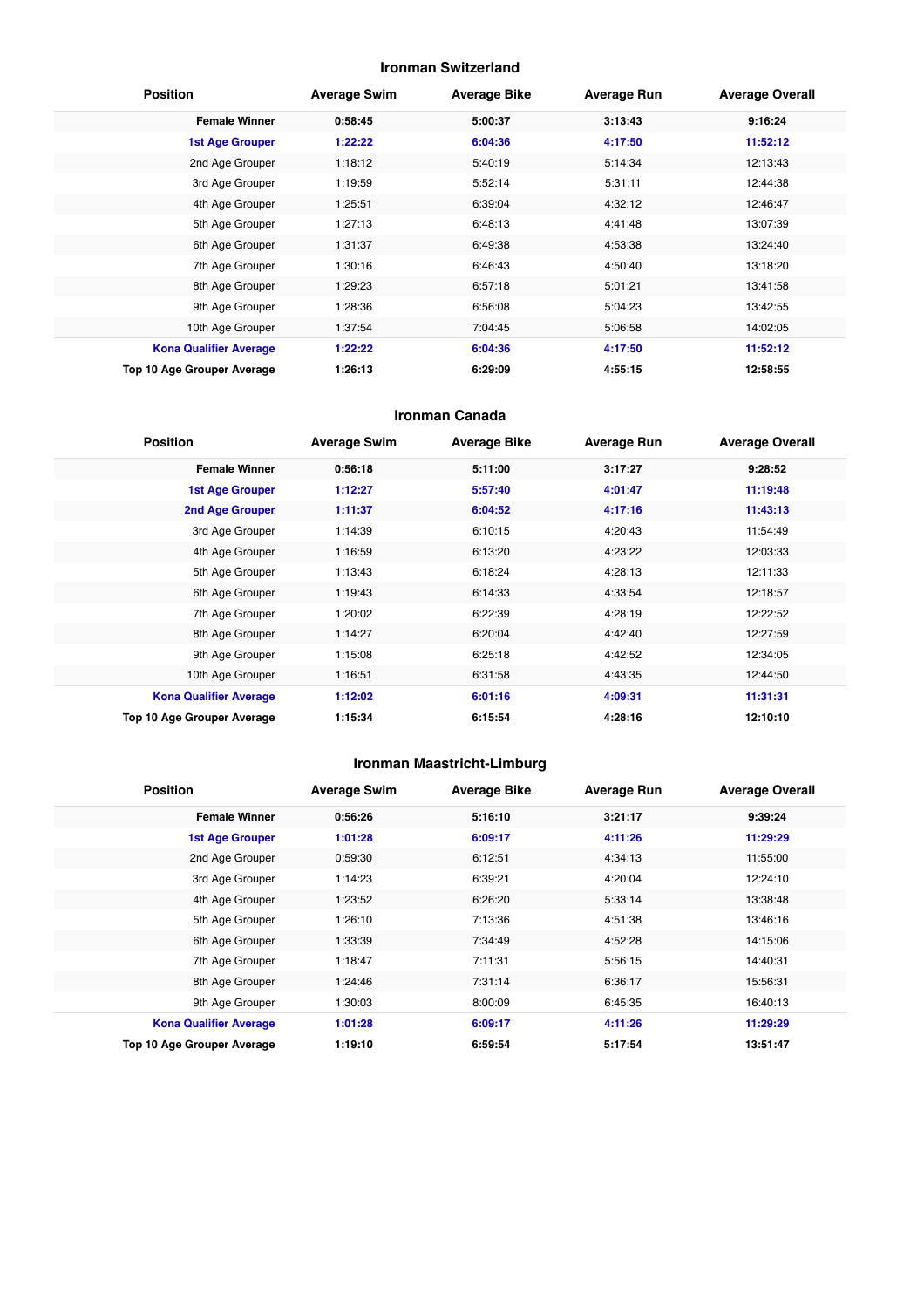### Ironman Switzerland

| Position | Average Swim | Average Bike | Average Run | Average Overall |
|---|---|---|---|---|
| **Female Winner** | **0:58:45** | **5:00:37** | **3:13:43** | **9:16:24** |
| **1st Age Grouper** | **1:22:22** | **6:04:36** | **4:17:50** | **11:52:12** |
| 2nd Age Grouper | 1:18:12 | 5:40:19 | 5:14:34 | 12:13:43 |
| 3rd Age Grouper | 1:19:59 | 5:52:14 | 5:31:11 | 12:44:38 |
| 4th Age Grouper | 1:25:51 | 6:39:04 | 4:32:12 | 12:46:47 |
| 5th Age Grouper | 1:27:13 | 6:48:13 | 4:41:48 | 13:07:39 |
| 6th Age Grouper | 1:31:37 | 6:49:38 | 4:53:38 | 13:24:40 |
| 7th Age Grouper | 1:30:16 | 6:46:43 | 4:50:40 | 13:18:20 |
| 8th Age Grouper | 1:29:23 | 6:57:18 | 5:01:21 | 13:41:58 |
| 9th Age Grouper | 1:28:36 | 6:56:08 | 5:04:23 | 13:42:55 |
| 10th Age Grouper | 1:37:54 | 7:04:45 | 5:06:58 | 14:02:05 |
| **Kona Qualifier Average** | **1:22:22** | **6:04:36** | **4:17:50** | **11:52:12** |
| **Top 10 Age Grouper Average** | **1:26:13** | **6:29:09** | **4:55:15** | **12:58:55** |

### Ironman Canada

| Position | Average Swim | Average Bike | Average Run | Average Overall |
|---|---|---|---|---|
| **Female Winner** | **0:56:18** | **5:11:00** | **3:17:27** | **9:28:52** |
| **1st Age Grouper** | **1:12:27** | **5:57:40** | **4:01:47** | **11:19:48** |
| **2nd Age Grouper** | **1:11:37** | **6:04:52** | **4:17:16** | **11:43:13** |
| 3rd Age Grouper | 1:14:39 | 6:10:15 | 4:20:43 | 11:54:49 |
| 4th Age Grouper | 1:16:59 | 6:13:20 | 4:23:22 | 12:03:33 |
| 5th Age Grouper | 1:13:43 | 6:18:24 | 4:28:13 | 12:11:33 |
| 6th Age Grouper | 1:19:43 | 6:14:33 | 4:33:54 | 12:18:57 |
| 7th Age Grouper | 1:20:02 | 6:22:39 | 4:28:19 | 12:22:52 |
| 8th Age Grouper | 1:14:27 | 6:20:04 | 4:42:40 | 12:27:59 |
| 9th Age Grouper | 1:15:08 | 6:25:18 | 4:42:52 | 12:34:05 |
| 10th Age Grouper | 1:16:51 | 6:31:58 | 4:43:35 | 12:44:50 |
| **Kona Qualifier Average** | **1:12:02** | **6:01:16** | **4:09:31** | **11:31:31** |
| **Top 10 Age Grouper Average** | **1:15:34** | **6:15:54** | **4:28:16** | **12:10:10** |

### Ironman Maastricht-Limburg

| Position | Average Swim | Average Bike | Average Run | Average Overall |
|---|---|---|---|---|
| **Female Winner** | **0:56:26** | **5:16:10** | **3:21:17** | **9:39:24** |
| **1st Age Grouper** | **1:01:28** | **6:09:17** | **4:11:26** | **11:29:29** |
| 2nd Age Grouper | 0:59:30 | 6:12:51 | 4:34:13 | 11:55:00 |
| 3rd Age Grouper | 1:14:23 | 6:39:21 | 4:20:04 | 12:24:10 |
| 4th Age Grouper | 1:23:52 | 6:26:20 | 5:33:14 | 13:38:48 |
| 5th Age Grouper | 1:26:10 | 7:13:36 | 4:51:38 | 13:46:16 |
| 6th Age Grouper | 1:33:39 | 7:34:49 | 4:52:28 | 14:15:06 |
| 7th Age Grouper | 1:18:47 | 7:11:31 | 5:56:15 | 14:40:31 |
| 8th Age Grouper | 1:24:46 | 7:31:14 | 6:36:17 | 15:56:31 |
| 9th Age Grouper | 1:30:03 | 8:00:09 | 6:45:35 | 16:40:13 |
| **Kona Qualifier Average** | **1:01:28** | **6:09:17** | **4:11:26** | **11:29:29** |
| **Top 10 Age Grouper Average** | **1:19:10** | **6:59:54** | **5:17:54** | **13:51:47** |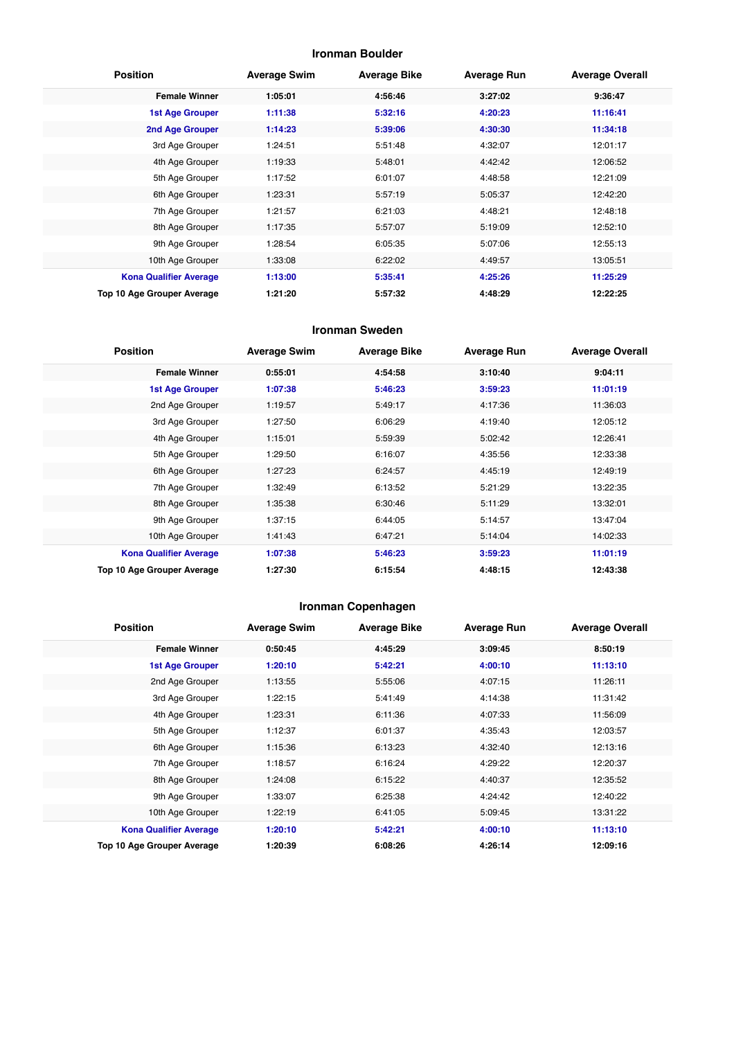## Ironman Boulder

| Position | Average Swim | Average Bike | Average Run | Average Overall |
|---|---|---|---|---|
| **Female Winner** | **1:05:01** | **4:56:46** | **3:27:02** | **9:36:47** |
| **1st Age Grouper** | **1:11:38** | **5:32:16** | **4:20:23** | **11:16:41** |
| **2nd Age Grouper** | **1:14:23** | **5:39:06** | **4:30:30** | **11:34:18** |
| 3rd Age Grouper | 1:24:51 | 5:51:48 | 4:32:07 | 12:01:17 |
| 4th Age Grouper | 1:19:33 | 5:48:01 | 4:42:42 | 12:06:52 |
| 5th Age Grouper | 1:17:52 | 6:01:07 | 4:48:58 | 12:21:09 |
| 6th Age Grouper | 1:23:31 | 5:57:19 | 5:05:37 | 12:42:20 |
| 7th Age Grouper | 1:21:57 | 6:21:03 | 4:48:21 | 12:48:18 |
| 8th Age Grouper | 1:17:35 | 5:57:07 | 5:19:09 | 12:52:10 |
| 9th Age Grouper | 1:28:54 | 6:05:35 | 5:07:06 | 12:55:13 |
| 10th Age Grouper | 1:33:08 | 6:22:02 | 4:49:57 | 13:05:51 |
| **Kona Qualifier Average** | **1:13:00** | **5:35:41** | **4:25:26** | **11:25:29** |
| **Top 10 Age Grouper Average** | **1:21:20** | **5:57:32** | **4:48:29** | **12:22:25** |

## Ironman Sweden

| Position | Average Swim | Average Bike | Average Run | Average Overall |
|---|---|---|---|---|
| **Female Winner** | **0:55:01** | **4:54:58** | **3:10:40** | **9:04:11** |
| **1st Age Grouper** | **1:07:38** | **5:46:23** | **3:59:23** | **11:01:19** |
| 2nd Age Grouper | 1:19:57 | 5:49:17 | 4:17:36 | 11:36:03 |
| 3rd Age Grouper | 1:27:50 | 6:06:29 | 4:19:40 | 12:05:12 |
| 4th Age Grouper | 1:15:01 | 5:59:39 | 5:02:42 | 12:26:41 |
| 5th Age Grouper | 1:29:50 | 6:16:07 | 4:35:56 | 12:33:38 |
| 6th Age Grouper | 1:27:23 | 6:24:57 | 4:45:19 | 12:49:19 |
| 7th Age Grouper | 1:32:49 | 6:13:52 | 5:21:29 | 13:22:35 |
| 8th Age Grouper | 1:35:38 | 6:30:46 | 5:11:29 | 13:32:01 |
| 9th Age Grouper | 1:37:15 | 6:44:05 | 5:14:57 | 13:47:04 |
| 10th Age Grouper | 1:41:43 | 6:47:21 | 5:14:04 | 14:02:33 |
| **Kona Qualifier Average** | **1:07:38** | **5:46:23** | **3:59:23** | **11:01:19** |
| **Top 10 Age Grouper Average** | **1:27:30** | **6:15:54** | **4:48:15** | **12:43:38** |

## Ironman Copenhagen

| Position | Average Swim | Average Bike | Average Run | Average Overall |
|---|---|---|---|---|
| **Female Winner** | **0:50:45** | **4:45:29** | **3:09:45** | **8:50:19** |
| **1st Age Grouper** | **1:20:10** | **5:42:21** | **4:00:10** | **11:13:10** |
| 2nd Age Grouper | 1:13:55 | 5:55:06 | 4:07:15 | 11:26:11 |
| 3rd Age Grouper | 1:22:15 | 5:41:49 | 4:14:38 | 11:31:42 |
| 4th Age Grouper | 1:23:31 | 6:11:36 | 4:07:33 | 11:56:09 |
| 5th Age Grouper | 1:12:37 | 6:01:37 | 4:35:43 | 12:03:57 |
| 6th Age Grouper | 1:15:36 | 6:13:23 | 4:32:40 | 12:13:16 |
| 7th Age Grouper | 1:18:57 | 6:16:24 | 4:29:22 | 12:20:37 |
| 8th Age Grouper | 1:24:08 | 6:15:22 | 4:40:37 | 12:35:52 |
| 9th Age Grouper | 1:33:07 | 6:25:38 | 4:24:42 | 12:40:22 |
| 10th Age Grouper | 1:22:19 | 6:41:05 | 5:09:45 | 13:31:22 |
| **Kona Qualifier Average** | **1:20:10** | **5:42:21** | **4:00:10** | **11:13:10** |
| **Top 10 Age Grouper Average** | **1:20:39** | **6:08:26** | **4:26:14** | **12:09:16** |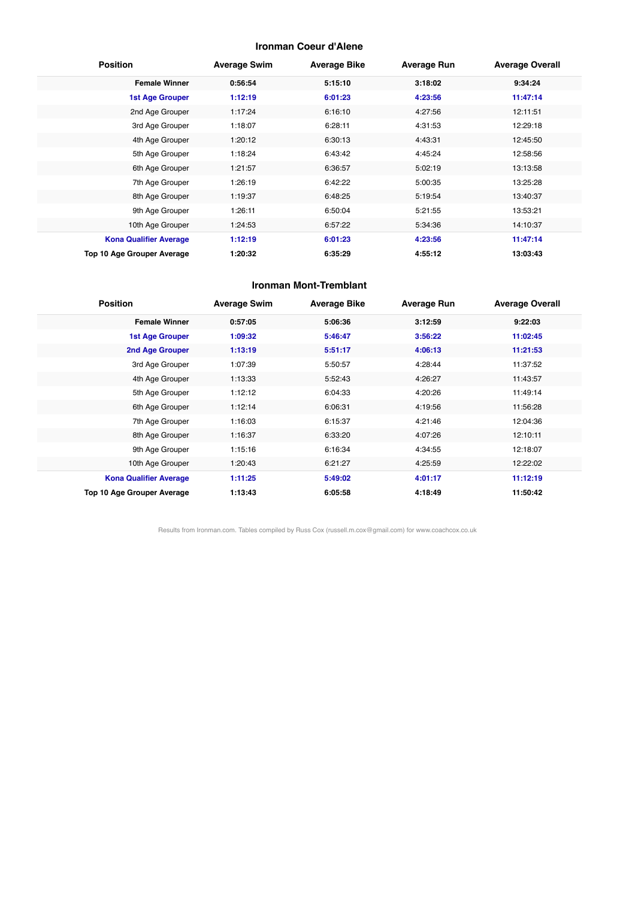### Ironman Coeur d'Alene

| Position | Average Swim | Average Bike | Average Run | Average Overall |
|---|---|---|---|---|
| **Female Winner** | **0:56:54** | **5:15:10** | **3:18:02** | **9:34:24** |
| **1st Age Grouper** | **1:12:19** | **6:01:23** | **4:23:56** | **11:47:14** |
| 2nd Age Grouper | 1:17:24 | 6:16:10 | 4:27:56 | 12:11:51 |
| 3rd Age Grouper | 1:18:07 | 6:28:11 | 4:31:53 | 12:29:18 |
| 4th Age Grouper | 1:20:12 | 6:30:13 | 4:43:31 | 12:45:50 |
| 5th Age Grouper | 1:18:24 | 6:43:42 | 4:45:24 | 12:58:56 |
| 6th Age Grouper | 1:21:57 | 6:36:57 | 5:02:19 | 13:13:58 |
| 7th Age Grouper | 1:26:19 | 6:42:22 | 5:00:35 | 13:25:28 |
| 8th Age Grouper | 1:19:37 | 6:48:25 | 5:19:54 | 13:40:37 |
| 9th Age Grouper | 1:26:11 | 6:50:04 | 5:21:55 | 13:53:21 |
| 10th Age Grouper | 1:24:53 | 6:57:22 | 5:34:36 | 14:10:37 |
| **Kona Qualifier Average** | **1:12:19** | **6:01:23** | **4:23:56** | **11:47:14** |
| **Top 10 Age Grouper Average** | **1:20:32** | **6:35:29** | **4:55:12** | **13:03:43** |

### Ironman Mont-Tremblant

| Position | Average Swim | Average Bike | Average Run | Average Overall |
|---|---|---|---|---|
| **Female Winner** | **0:57:05** | **5:06:36** | **3:12:59** | **9:22:03** |
| **1st Age Grouper** | **1:09:32** | **5:46:47** | **3:56:22** | **11:02:45** |
| **2nd Age Grouper** | **1:13:19** | **5:51:17** | **4:06:13** | **11:21:53** |
| 3rd Age Grouper | 1:07:39 | 5:50:57 | 4:28:44 | 11:37:52 |
| 4th Age Grouper | 1:13:33 | 5:52:43 | 4:26:27 | 11:43:57 |
| 5th Age Grouper | 1:12:12 | 6:04:33 | 4:20:26 | 11:49:14 |
| 6th Age Grouper | 1:12:14 | 6:06:31 | 4:19:56 | 11:56:28 |
| 7th Age Grouper | 1:16:03 | 6:15:37 | 4:21:46 | 12:04:36 |
| 8th Age Grouper | 1:16:37 | 6:33:20 | 4:07:26 | 12:10:11 |
| 9th Age Grouper | 1:15:16 | 6:16:34 | 4:34:55 | 12:18:07 |
| 10th Age Grouper | 1:20:43 | 6:21:27 | 4:25:59 | 12:22:02 |
| **Kona Qualifier Average** | **1:11:25** | **5:49:02** | **4:01:17** | **11:12:19** |
| **Top 10 Age Grouper Average** | **1:13:43** | **6:05:58** | **4:18:49** | **11:50:42** |

Results from Ironman.com. Tables compiled by Russ Cox (russell.m.cox@gmail.com) for www.coachcox.co.uk